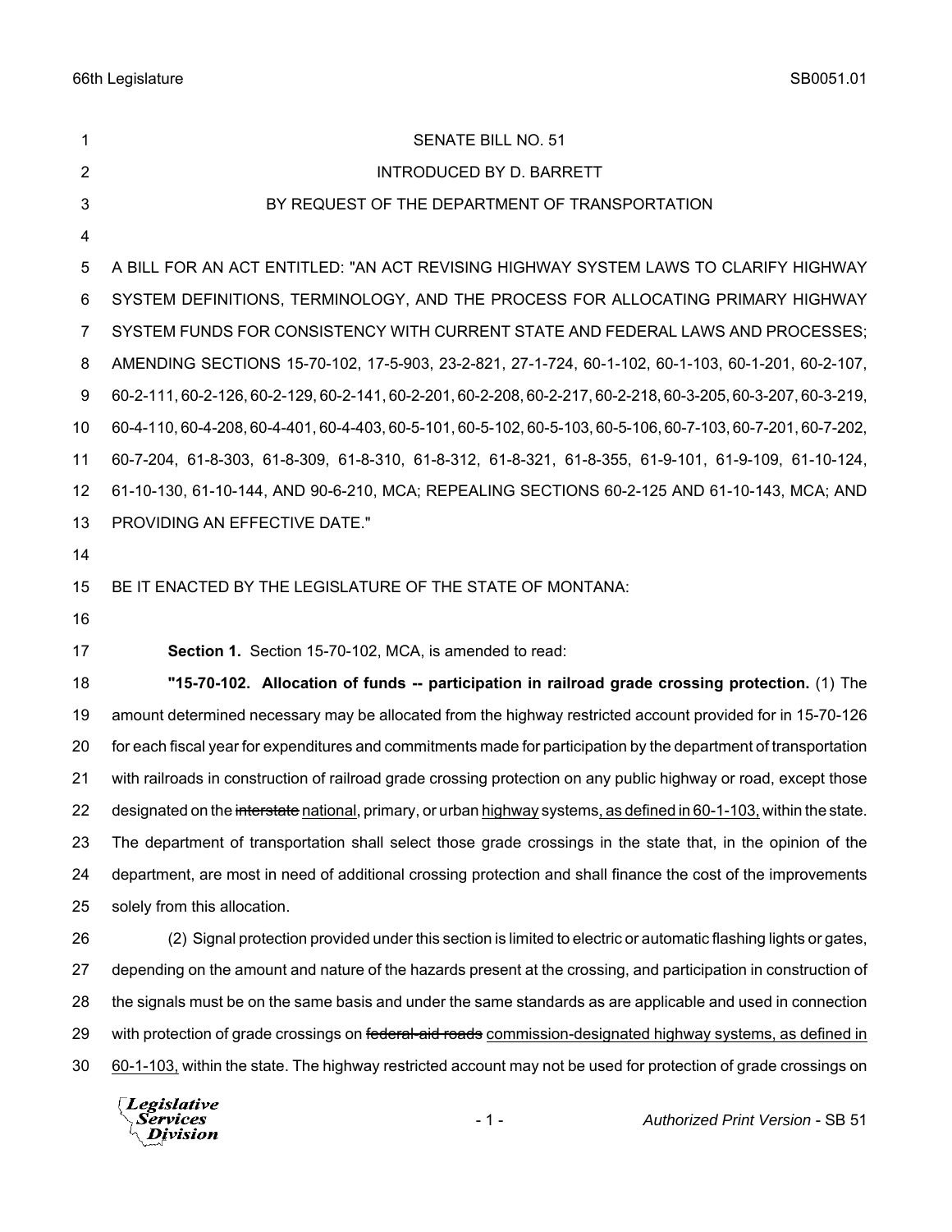SENATE BILL NO. 51

INTRODUCED BY D. BARRETT

BY REQUEST OF THE DEPARTMENT OF TRANSPORTATION

A BILL FOR AN ACT ENTITLED: "AN ACT REVISING HIGHWAY SYSTEM LAWS TO CLARIFY HIGHWAY SYSTEM DEFINITIONS, TERMINOLOGY, AND THE PROCESS FOR ALLOCATING PRIMARY HIGHWAY SYSTEM FUNDS FOR CONSISTENCY WITH CURRENT STATE AND FEDERAL LAWS AND PROCESSES; AMENDING SECTIONS 15-70-102, 17-5-903, 23-2-821, 27-1-724, 60-1-102, 60-1-103, 60-1-201, 60-2-107, 60-2-111, 60-2-126, 60-2-129, 60-2-141, 60-2-201, 60-2-208, 60-2-217, 60-2-218, 60-3-205, 60-3-207, 60-3-219, 60-4-110, 60-4-208, 60-4-401, 60-4-403, 60-5-101, 60-5-102, 60-5-103, 60-5-106, 60-7-103, 60-7-201, 60-7-202, 60-7-204, 61-8-303, 61-8-309, 61-8-310, 61-8-312, 61-8-321, 61-8-355, 61-9-101, 61-9-109, 61-10-124, 61-10-130, 61-10-144, AND 90-6-210, MCA; REPEALING SECTIONS 60-2-125 AND 61-10-143, MCA; AND PROVIDING AN EFFECTIVE DATE."

BE IT ENACTED BY THE LEGISLATURE OF THE STATE OF MONTANA:

**Section 1.** Section 15-70-102, MCA, is amended to read:

**"15-70-102. Allocation of funds -- participation in railroad grade crossing protection.** (1) The amount determined necessary may be allocated from the highway restricted account provided for in 15-70-126 for each fiscal year for expenditures and commitments made for participation by the department of transportation with railroads in construction of railroad grade crossing protection on any public highway or road, except those designated on the ~~interstate~~ national, primary, or urban highway systems, as defined in 60-1-103, within the state. The department of transportation shall select those grade crossings in the state that, in the opinion of the department, are most in need of additional crossing protection and shall finance the cost of the improvements solely from this allocation.

(2) Signal protection provided under this section is limited to electric or automatic flashing lights or gates, depending on the amount and nature of the hazards present at the crossing, and participation in construction of the signals must be on the same basis and under the same standards as are applicable and used in connection with protection of grade crossings on ~~federal-aid roads~~ commission-designated highway systems, as defined in 60-1-103, within the state. The highway restricted account may not be used for protection of grade crossings on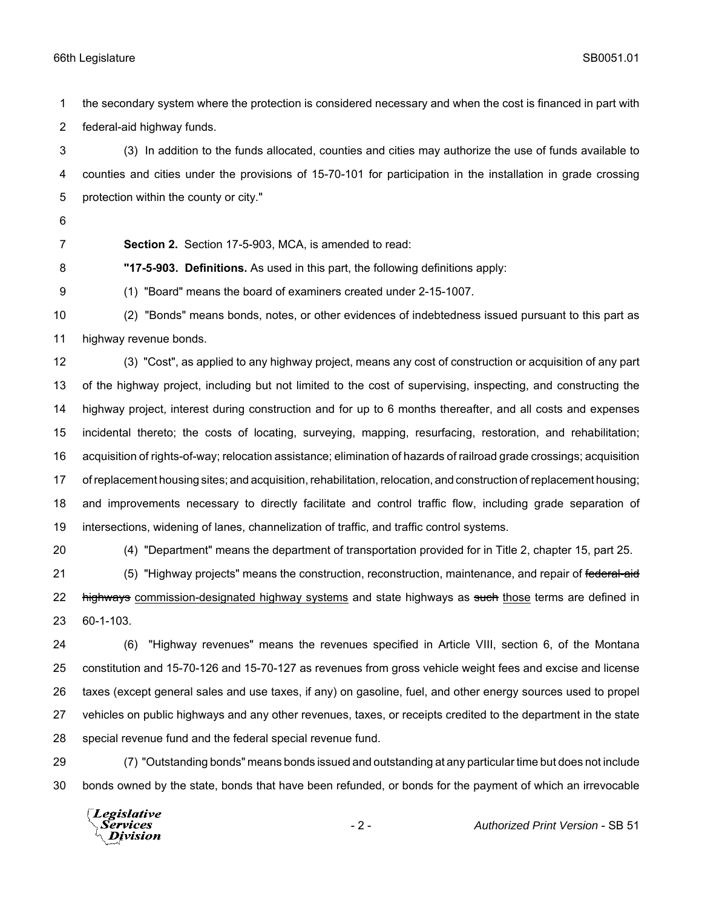the secondary system where the protection is considered necessary and when the cost is financed in part with federal-aid highway funds.

(3) In addition to the funds allocated, counties and cities may authorize the use of funds available to counties and cities under the provisions of 15-70-101 for participation in the installation in grade crossing protection within the county or city."

**Section 2.** Section 17-5-903, MCA, is amended to read:

**"17-5-903. Definitions.** As used in this part, the following definitions apply:

(1) "Board" means the board of examiners created under 2-15-1007.

(2) "Bonds" means bonds, notes, or other evidences of indebtedness issued pursuant to this part as highway revenue bonds.

(3) "Cost", as applied to any highway project, means any cost of construction or acquisition of any part of the highway project, including but not limited to the cost of supervising, inspecting, and constructing the highway project, interest during construction and for up to 6 months thereafter, and all costs and expenses incidental thereto; the costs of locating, surveying, mapping, resurfacing, restoration, and rehabilitation; acquisition of rights-of-way; relocation assistance; elimination of hazards of railroad grade crossings; acquisition of replacement housing sites; and acquisition, rehabilitation, relocation, and construction of replacement housing; and improvements necessary to directly facilitate and control traffic flow, including grade separation of intersections, widening of lanes, channelization of traffic, and traffic control systems.

(4) "Department" means the department of transportation provided for in Title 2, chapter 15, part 25.

(5) "Highway projects" means the construction, reconstruction, maintenance, and repair of ~~federal-aid highways~~ commission-designated highway systems and state highways as ~~such~~ those terms are defined in 60-1-103.

(6) "Highway revenues" means the revenues specified in Article VIII, section 6, of the Montana constitution and 15-70-126 and 15-70-127 as revenues from gross vehicle weight fees and excise and license taxes (except general sales and use taxes, if any) on gasoline, fuel, and other energy sources used to propel vehicles on public highways and any other revenues, taxes, or receipts credited to the department in the state special revenue fund and the federal special revenue fund.

(7) "Outstanding bonds" means bonds issued and outstanding at any particular time but does not include bonds owned by the state, bonds that have been refunded, or bonds for the payment of which an irrevocable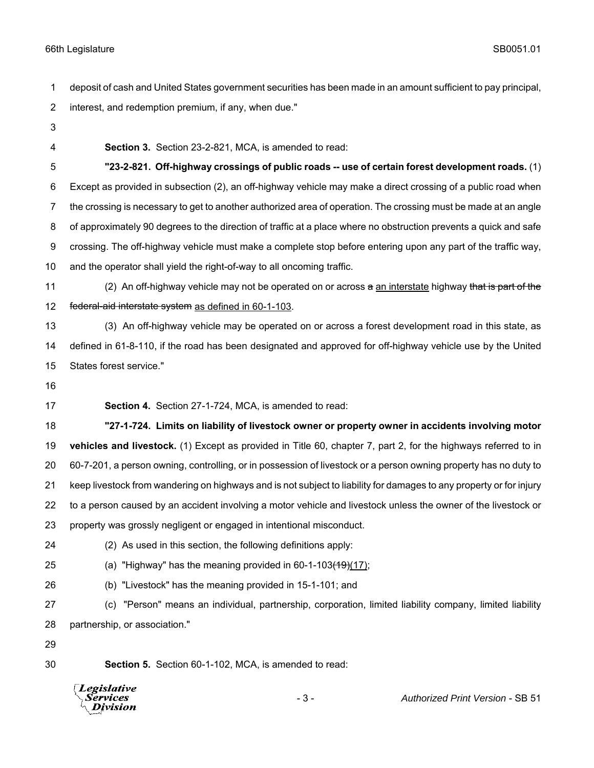deposit of cash and United States government securities has been made in an amount sufficient to pay principal, interest, and redemption premium, if any, when due."

**Section 3.** Section 23-2-821, MCA, is amended to read:

**"23-2-821. Off-highway crossings of public roads -- use of certain forest development roads.** (1) Except as provided in subsection (2), an off-highway vehicle may make a direct crossing of a public road when the crossing is necessary to get to another authorized area of operation. The crossing must be made at an angle of approximately 90 degrees to the direction of traffic at a place where no obstruction prevents a quick and safe crossing. The off-highway vehicle must make a complete stop before entering upon any part of the traffic way, and the operator shall yield the right-of-way to all oncoming traffic.

(2) An off-highway vehicle may not be operated on or across ~~a~~ an interstate highway ~~that is part of the federal-aid interstate system~~ as defined in 60-1-103.

(3) An off-highway vehicle may be operated on or across a forest development road in this state, as defined in 61-8-110, if the road has been designated and approved for off-highway vehicle use by the United States forest service."

**Section 4.** Section 27-1-724, MCA, is amended to read:

**"27-1-724. Limits on liability of livestock owner or property owner in accidents involving motor vehicles and livestock.** (1) Except as provided in Title 60, chapter 7, part 2, for the highways referred to in 60-7-201, a person owning, controlling, or in possession of livestock or a person owning property has no duty to keep livestock from wandering on highways and is not subject to liability for damages to any property or for injury to a person caused by an accident involving a motor vehicle and livestock unless the owner of the livestock or property was grossly negligent or engaged in intentional misconduct.

(2) As used in this section, the following definitions apply:

(a) "Highway" has the meaning provided in 60-1-103~~(19)~~(17);

(b) "Livestock" has the meaning provided in 15-1-101; and

(c) "Person" means an individual, partnership, corporation, limited liability company, limited liability partnership, or association."

**Section 5.** Section 60-1-102, MCA, is amended to read: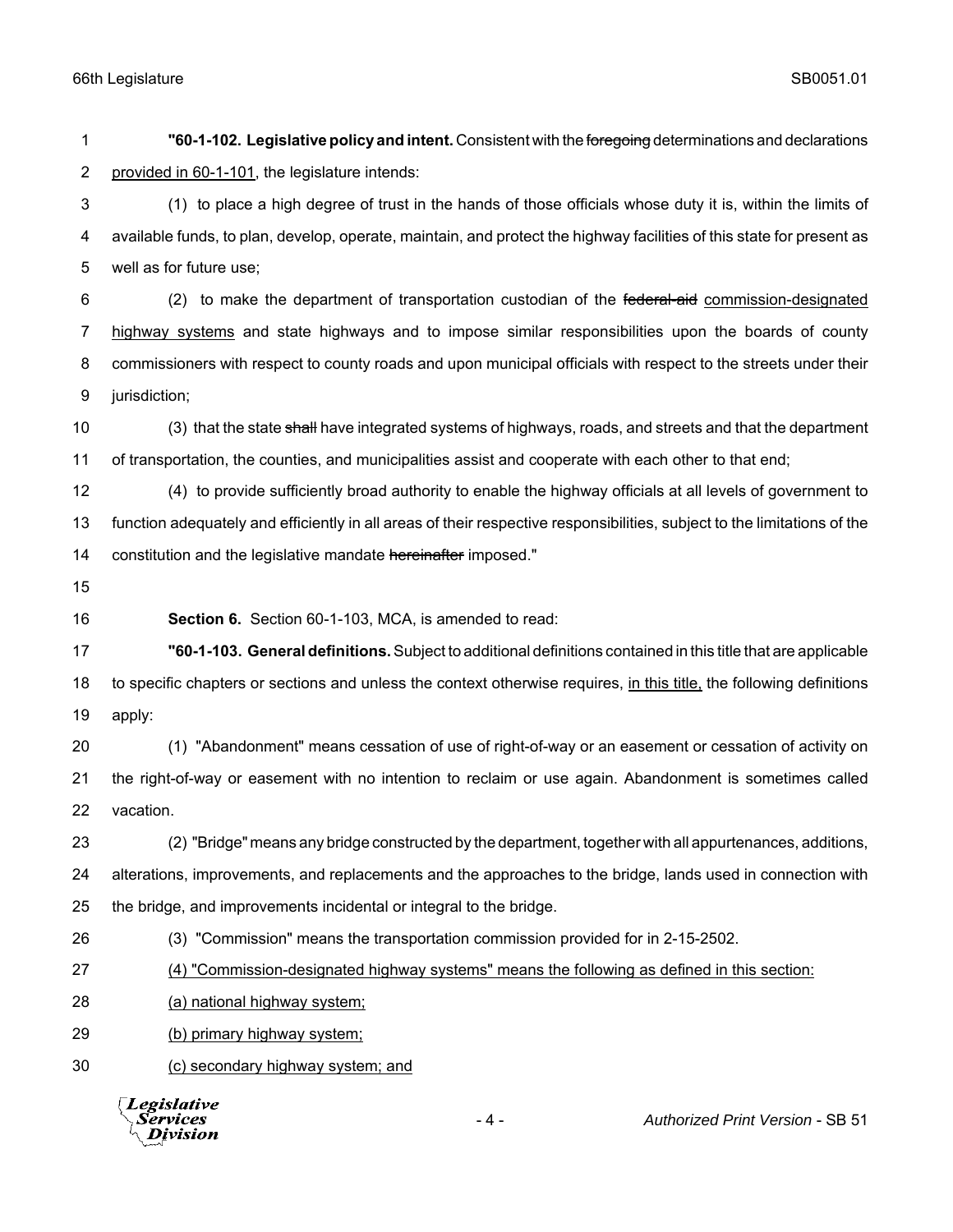**"60-1-102. Legislative policy and intent.** Consistent with the ~~foregoing~~ determinations and declarations provided in 60-1-101, the legislature intends:

(1) to place a high degree of trust in the hands of those officials whose duty it is, within the limits of available funds, to plan, develop, operate, maintain, and protect the highway facilities of this state for present as well as for future use;

(2) to make the department of transportation custodian of the ~~federal-aid~~ commission-designated highway systems and state highways and to impose similar responsibilities upon the boards of county commissioners with respect to county roads and upon municipal officials with respect to the streets under their jurisdiction;

(3) that the state ~~shall~~ have integrated systems of highways, roads, and streets and that the department of transportation, the counties, and municipalities assist and cooperate with each other to that end;

(4) to provide sufficiently broad authority to enable the highway officials at all levels of government to function adequately and efficiently in all areas of their respective responsibilities, subject to the limitations of the constitution and the legislative mandate ~~hereinafter~~ imposed."

**Section 6.** Section 60-1-103, MCA, is amended to read:

**"60-1-103. General definitions.** Subject to additional definitions contained in this title that are applicable to specific chapters or sections and unless the context otherwise requires, in this title, the following definitions apply:

(1) "Abandonment" means cessation of use of right-of-way or an easement or cessation of activity on the right-of-way or easement with no intention to reclaim or use again. Abandonment is sometimes called vacation.

(2) "Bridge" means any bridge constructed by the department, together with all appurtenances, additions, alterations, improvements, and replacements and the approaches to the bridge, lands used in connection with the bridge, and improvements incidental or integral to the bridge.

(3) "Commission" means the transportation commission provided for in 2-15-2502.

(4) "Commission-designated highway systems" means the following as defined in this section:

(a) national highway system;

(b) primary highway system;

(c) secondary highway system; and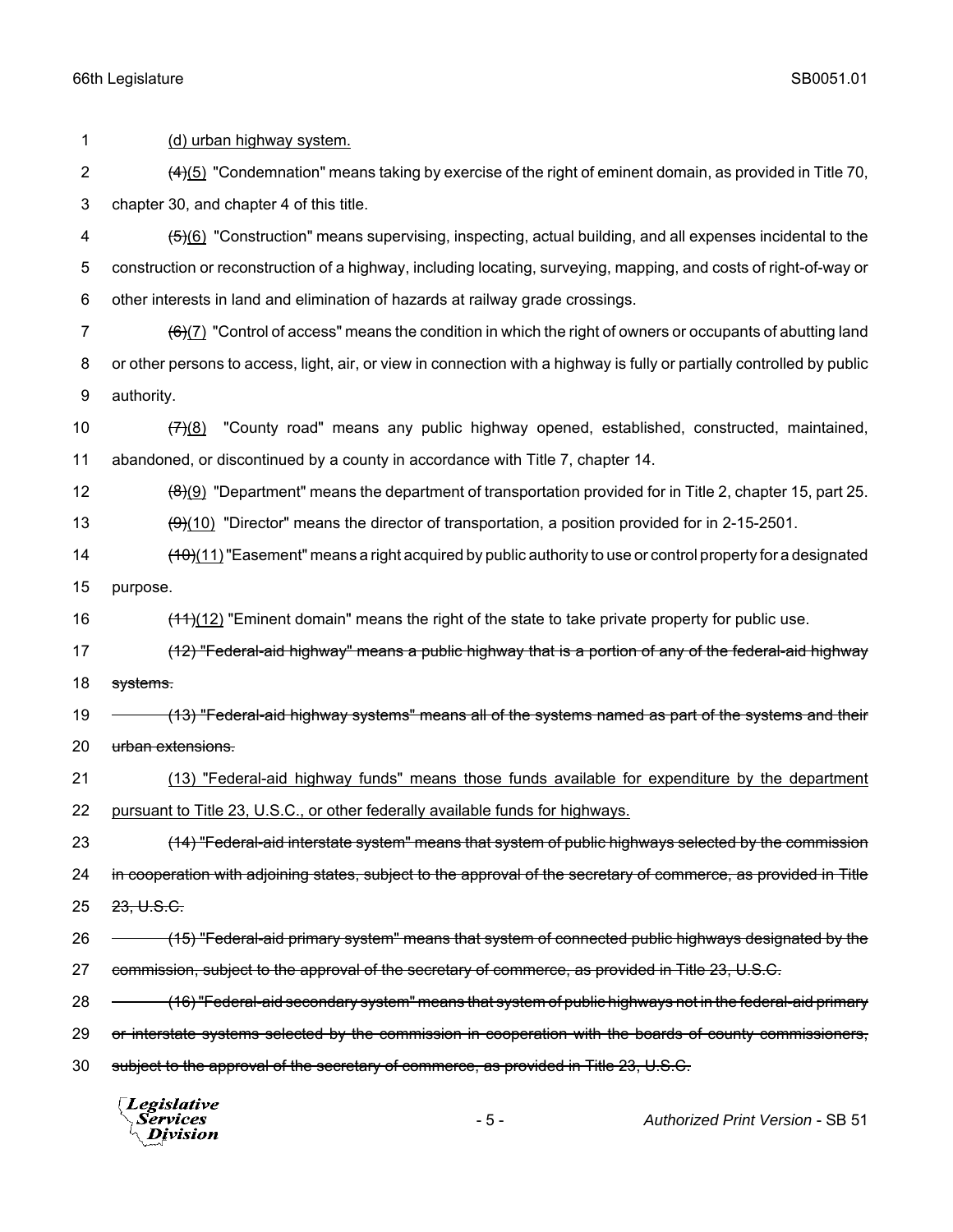(d) urban highway system.

~~(4)~~(5) "Condemnation" means taking by exercise of the right of eminent domain, as provided in Title 70, chapter 30, and chapter 4 of this title.

~~(5)~~(6) "Construction" means supervising, inspecting, actual building, and all expenses incidental to the construction or reconstruction of a highway, including locating, surveying, mapping, and costs of right-of-way or other interests in land and elimination of hazards at railway grade crossings.

~~(6)~~(7) "Control of access" means the condition in which the right of owners or occupants of abutting land or other persons to access, light, air, or view in connection with a highway is fully or partially controlled by public authority.

~~(7)~~(8) "County road" means any public highway opened, established, constructed, maintained, abandoned, or discontinued by a county in accordance with Title 7, chapter 14.

~~(8)~~(9) "Department" means the department of transportation provided for in Title 2, chapter 15, part 25.

~~(9)~~(10) "Director" means the director of transportation, a position provided for in 2-15-2501.

~~(10)~~(11) "Easement" means a right acquired by public authority to use or control property for a designated purpose.

~~(11)~~(12) "Eminent domain" means the right of the state to take private property for public use.

~~(12) "Federal-aid highway" means a public highway that is a portion of any of the federal-aid highway systems.~~

~~(13) "Federal-aid highway systems" means all of the systems named as part of the systems and their urban extensions.~~

(13) "Federal-aid highway funds" means those funds available for expenditure by the department pursuant to Title 23, U.S.C., or other federally available funds for highways.

~~(14) "Federal-aid interstate system" means that system of public highways selected by the commission in cooperation with adjoining states, subject to the approval of the secretary of commerce, as provided in Title 23, U.S.C.~~

~~(15) "Federal-aid primary system" means that system of connected public highways designated by the commission, subject to the approval of the secretary of commerce, as provided in Title 23, U.S.C.~~

~~(16) "Federal-aid secondary system" means that system of public highways not in the federal-aid primary or interstate systems selected by the commission in cooperation with the boards of county commissioners, subject to the approval of the secretary of commerce, as provided in Title 23, U.S.C.~~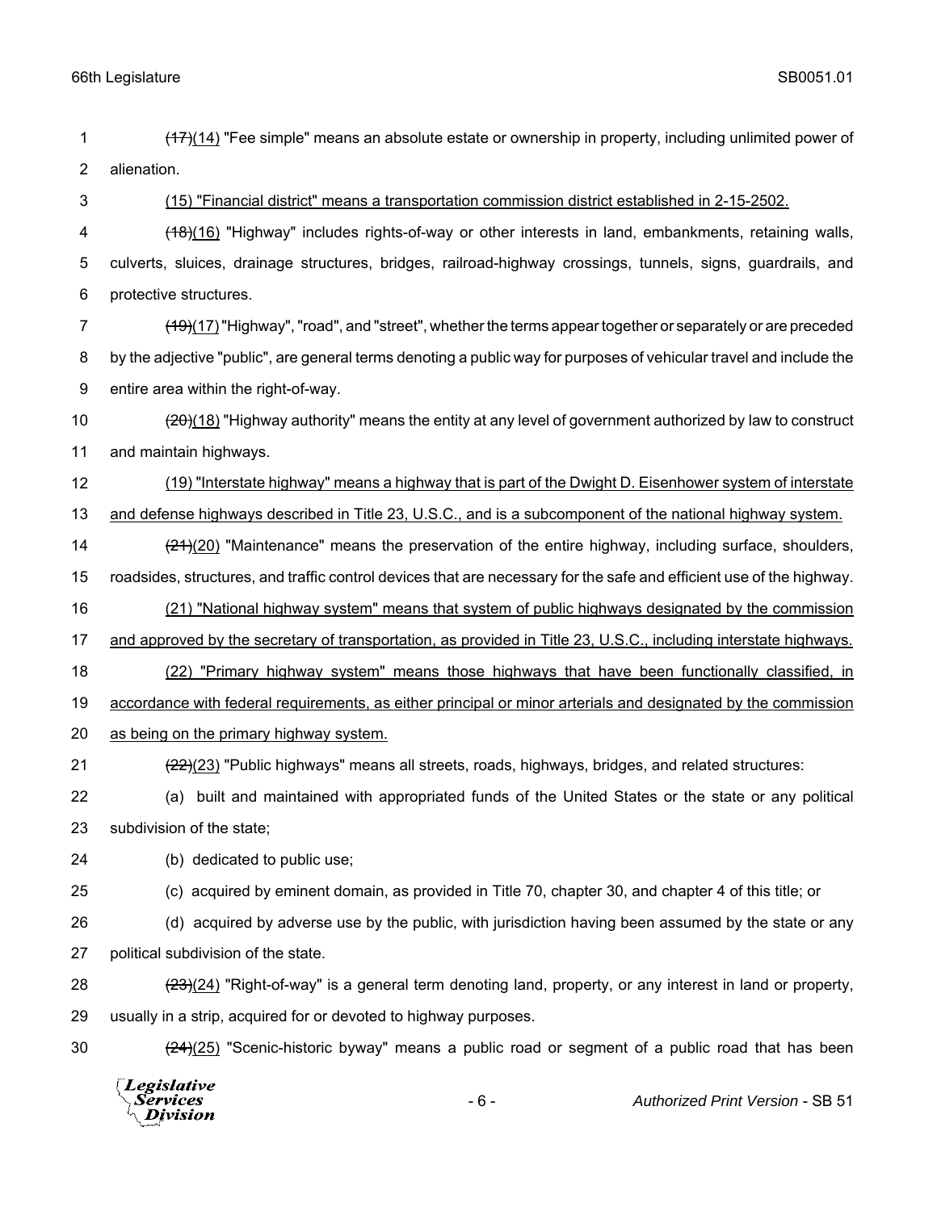~~(17)~~(14) "Fee simple" means an absolute estate or ownership in property, including unlimited power of alienation.

<u>(15) "Financial district" means a transportation commission district established in 2-15-2502.</u>

~~(18)~~(16) "Highway" includes rights-of-way or other interests in land, embankments, retaining walls, culverts, sluices, drainage structures, bridges, railroad-highway crossings, tunnels, signs, guardrails, and protective structures.

~~(19)~~(17) "Highway", "road", and "street", whether the terms appear together or separately or are preceded by the adjective "public", are general terms denoting a public way for purposes of vehicular travel and include the entire area within the right-of-way.

~~(20)~~(18) "Highway authority" means the entity at any level of government authorized by law to construct and maintain highways.

<u>(19) "Interstate highway" means a highway that is part of the Dwight D. Eisenhower system of interstate and defense highways described in Title 23, U.S.C., and is a subcomponent of the national highway system.</u>

~~(21)~~(20) "Maintenance" means the preservation of the entire highway, including surface, shoulders, roadsides, structures, and traffic control devices that are necessary for the safe and efficient use of the highway.

<u>(21) "National highway system" means that system of public highways designated by the commission and approved by the secretary of transportation, as provided in Title 23, U.S.C., including interstate highways.</u>

<u>(22) "Primary highway system" means those highways that have been functionally classified, in accordance with federal requirements, as either principal or minor arterials and designated by the commission as being on the primary highway system.</u>

~~(22)~~(23) "Public highways" means all streets, roads, highways, bridges, and related structures:

(a) built and maintained with appropriated funds of the United States or the state or any political subdivision of the state;

(b) dedicated to public use;

(c) acquired by eminent domain, as provided in Title 70, chapter 30, and chapter 4 of this title; or

(d) acquired by adverse use by the public, with jurisdiction having been assumed by the state or any political subdivision of the state.

~~(23)~~(24) "Right-of-way" is a general term denoting land, property, or any interest in land or property, usually in a strip, acquired for or devoted to highway purposes.

~~(24)~~(25) "Scenic-historic byway" means a public road or segment of a public road that has been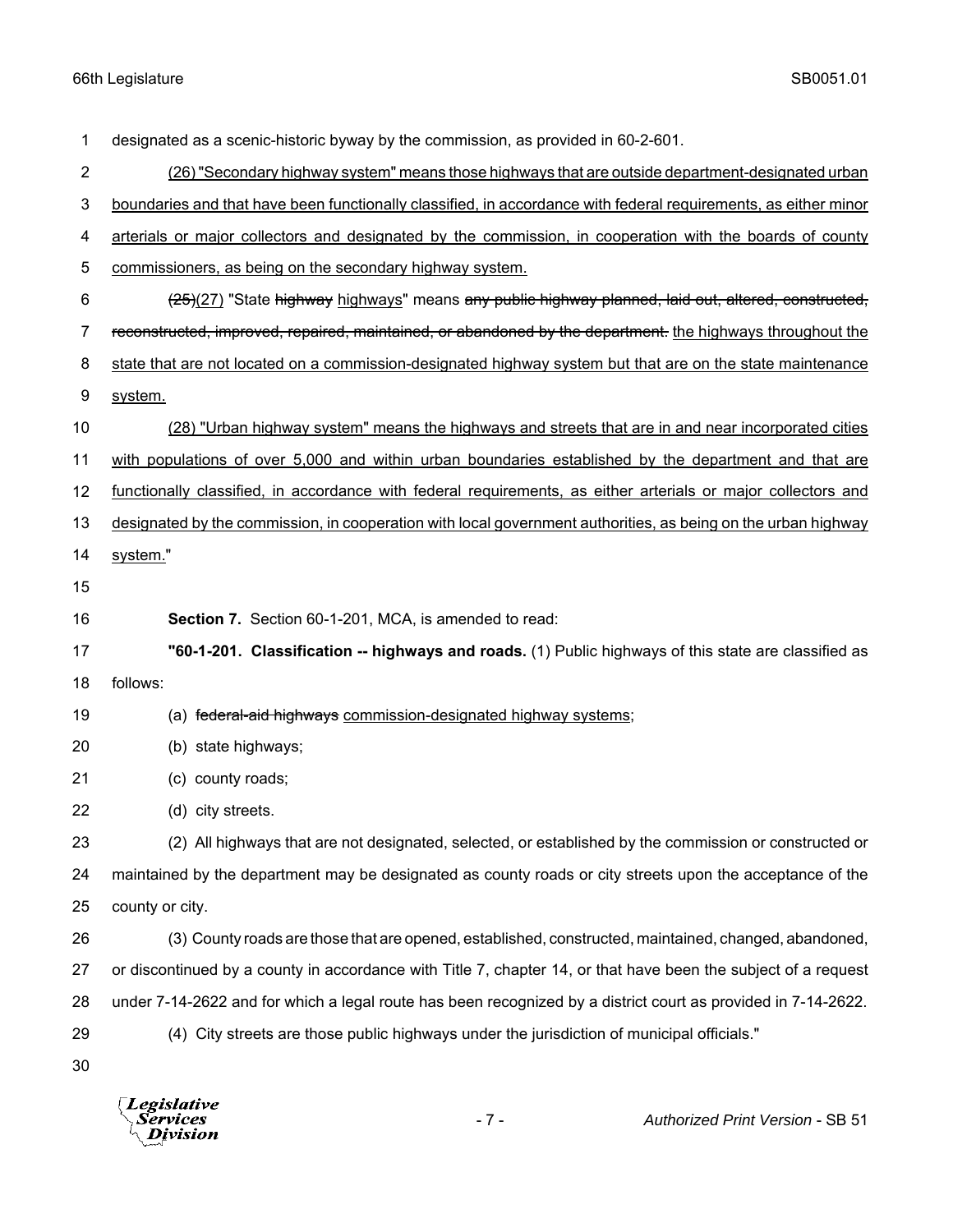designated as a scenic-historic byway by the commission, as provided in 60-2-601.

(26) "Secondary highway system" means those highways that are outside department-designated urban boundaries and that have been functionally classified, in accordance with federal requirements, as either minor arterials or major collectors and designated by the commission, in cooperation with the boards of county commissioners, as being on the secondary highway system.

~~(25)~~(27) "State ~~highway~~ highways" means ~~any public highway planned, laid out, altered, constructed, reconstructed, improved, repaired, maintained, or abandoned by the department.~~ the highways throughout the state that are not located on a commission-designated highway system but that are on the state maintenance system.

(28) "Urban highway system" means the highways and streets that are in and near incorporated cities with populations of over 5,000 and within urban boundaries established by the department and that are functionally classified, in accordance with federal requirements, as either arterials or major collectors and designated by the commission, in cooperation with local government authorities, as being on the urban highway system."

**Section 7.** Section 60-1-201, MCA, is amended to read:

**"60-1-201. Classification -- highways and roads.** (1) Public highways of this state are classified as follows:

(a) ~~federal-aid highways~~ commission-designated highway systems;

(b) state highways;

(c) county roads;

(d) city streets.

(2) All highways that are not designated, selected, or established by the commission or constructed or maintained by the department may be designated as county roads or city streets upon the acceptance of the county or city.

(3) County roads are those that are opened, established, constructed, maintained, changed, abandoned, or discontinued by a county in accordance with Title 7, chapter 14, or that have been the subject of a request under 7-14-2622 and for which a legal route has been recognized by a district court as provided in 7-14-2622.

(4) City streets are those public highways under the jurisdiction of municipal officials."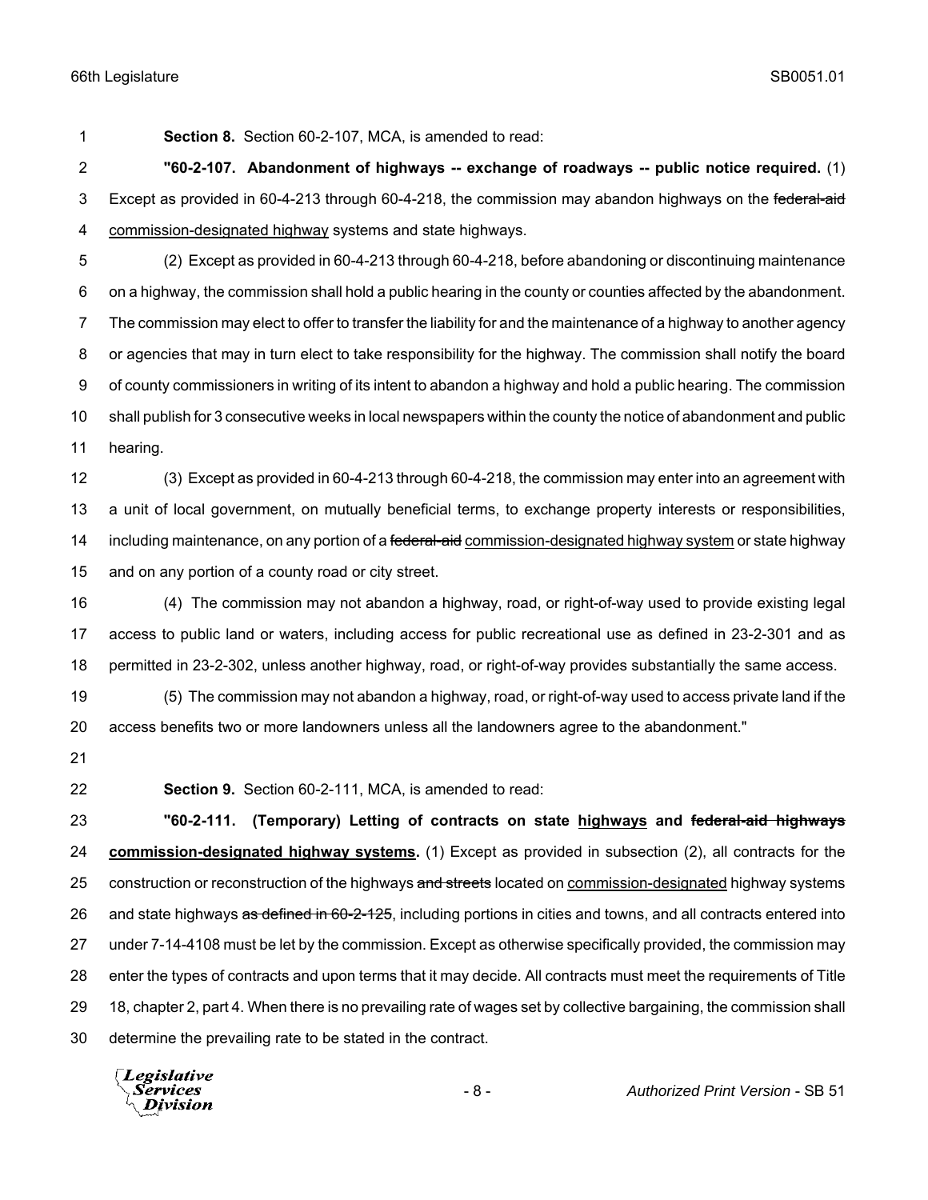**Section 8.** Section 60-2-107, MCA, is amended to read:

**"60-2-107. Abandonment of highways -- exchange of roadways -- public notice required.** (1) Except as provided in 60-4-213 through 60-4-218, the commission may abandon highways on the ~~federal-aid~~ <u>commission-designated highway</u> systems and state highways.

(2) Except as provided in 60-4-213 through 60-4-218, before abandoning or discontinuing maintenance on a highway, the commission shall hold a public hearing in the county or counties affected by the abandonment. The commission may elect to offer to transfer the liability for and the maintenance of a highway to another agency or agencies that may in turn elect to take responsibility for the highway. The commission shall notify the board of county commissioners in writing of its intent to abandon a highway and hold a public hearing. The commission shall publish for 3 consecutive weeks in local newspapers within the county the notice of abandonment and public hearing.

(3) Except as provided in 60-4-213 through 60-4-218, the commission may enter into an agreement with a unit of local government, on mutually beneficial terms, to exchange property interests or responsibilities, including maintenance, on any portion of a ~~federal-aid~~ <u>commission-designated highway system</u> or state highway and on any portion of a county road or city street.

(4) The commission may not abandon a highway, road, or right-of-way used to provide existing legal access to public land or waters, including access for public recreational use as defined in 23-2-301 and as permitted in 23-2-302, unless another highway, road, or right-of-way provides substantially the same access.

(5) The commission may not abandon a highway, road, or right-of-way used to access private land if the access benefits two or more landowners unless all the landowners agree to the abandonment."

**Section 9.** Section 60-2-111, MCA, is amended to read:

**"60-2-111. (Temporary) Letting of contracts on state <u>highways</u> and ~~federal-aid highways~~ <u>commission-designated highway systems</u>.** (1) Except as provided in subsection (2), all contracts for the construction or reconstruction of the highways ~~and streets~~ located on <u>commission-designated</u> highway systems and state highways ~~as defined in 60-2-125~~, including portions in cities and towns, and all contracts entered into under 7-14-4108 must be let by the commission. Except as otherwise specifically provided, the commission may enter the types of contracts and upon terms that it may decide. All contracts must meet the requirements of Title 18, chapter 2, part 4. When there is no prevailing rate of wages set by collective bargaining, the commission shall determine the prevailing rate to be stated in the contract.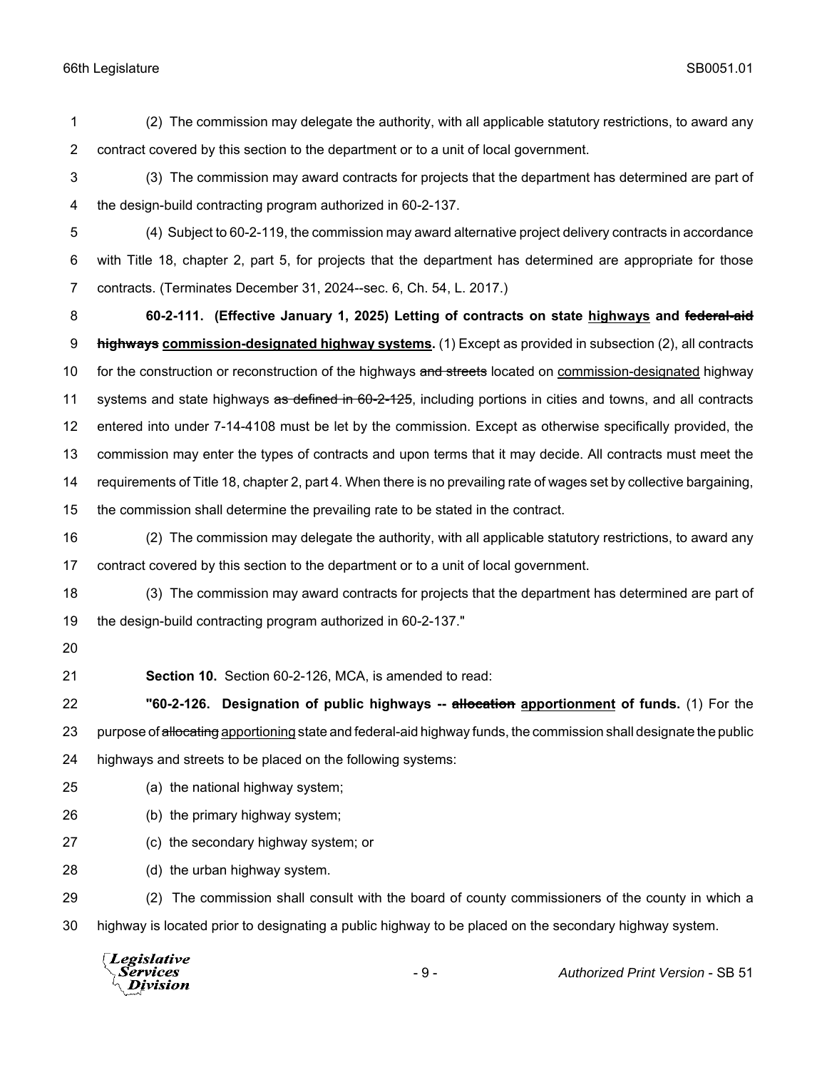(2) The commission may delegate the authority, with all applicable statutory restrictions, to award any contract covered by this section to the department or to a unit of local government.

(3) The commission may award contracts for projects that the department has determined are part of the design-build contracting program authorized in 60-2-137.

(4) Subject to 60-2-119, the commission may award alternative project delivery contracts in accordance with Title 18, chapter 2, part 5, for projects that the department has determined are appropriate for those contracts. (Terminates December 31, 2024--sec. 6, Ch. 54, L. 2017.)

**60-2-111. (Effective January 1, 2025) Letting of contracts on state <u>highways</u> and ~~federal-aid highways~~ <u>commission-designated highway systems</u>.** (1) Except as provided in subsection (2), all contracts for the construction or reconstruction of the highways ~~and streets~~ located on <u>commission-designated</u> highway systems and state highways ~~as defined in 60-2-125~~, including portions in cities and towns, and all contracts entered into under 7-14-4108 must be let by the commission. Except as otherwise specifically provided, the commission may enter the types of contracts and upon terms that it may decide. All contracts must meet the requirements of Title 18, chapter 2, part 4. When there is no prevailing rate of wages set by collective bargaining, the commission shall determine the prevailing rate to be stated in the contract.

(2) The commission may delegate the authority, with all applicable statutory restrictions, to award any contract covered by this section to the department or to a unit of local government.

(3) The commission may award contracts for projects that the department has determined are part of the design-build contracting program authorized in 60-2-137."

**Section 10.** Section 60-2-126, MCA, is amended to read:

**"60-2-126. Designation of public highways -- ~~allocation~~ <u>apportionment</u> of funds.** (1) For the purpose of ~~allocating~~ <u>apportioning</u> state and federal-aid highway funds, the commission shall designate the public highways and streets to be placed on the following systems:

(a) the national highway system;

(b) the primary highway system;

(c) the secondary highway system; or

(d) the urban highway system.

(2) The commission shall consult with the board of county commissioners of the county in which a highway is located prior to designating a public highway to be placed on the secondary highway system.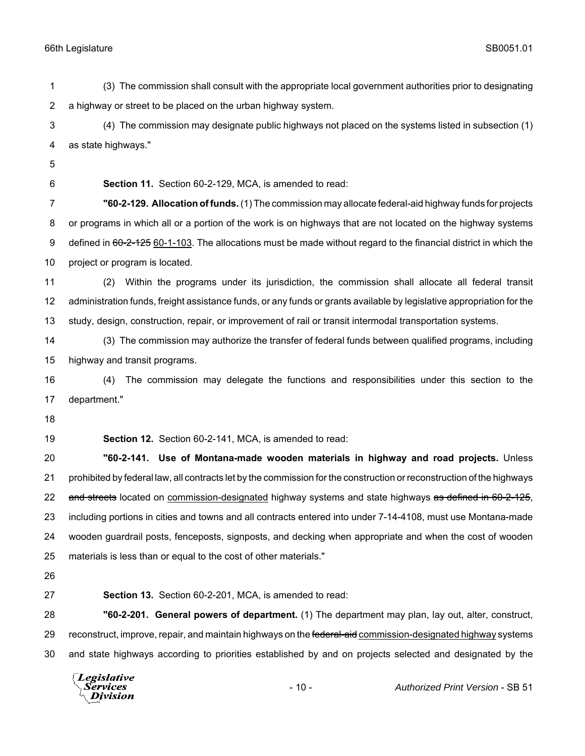(3) The commission shall consult with the appropriate local government authorities prior to designating a highway or street to be placed on the urban highway system.

(4) The commission may designate public highways not placed on the systems listed in subsection (1) as state highways."

**Section 11.** Section 60-2-129, MCA, is amended to read:

**"60-2-129. Allocation of funds.** (1) The commission may allocate federal-aid highway funds for projects or programs in which all or a portion of the work is on highways that are not located on the highway systems defined in ~~60-2-125~~ <u>60-1-103</u>. The allocations must be made without regard to the financial district in which the project or program is located.

(2) Within the programs under its jurisdiction, the commission shall allocate all federal transit administration funds, freight assistance funds, or any funds or grants available by legislative appropriation for the study, design, construction, repair, or improvement of rail or transit intermodal transportation systems.

(3) The commission may authorize the transfer of federal funds between qualified programs, including highway and transit programs.

(4) The commission may delegate the functions and responsibilities under this section to the department."

**Section 12.** Section 60-2-141, MCA, is amended to read:

**"60-2-141. Use of Montana-made wooden materials in highway and road projects.** Unless prohibited by federal law, all contracts let by the commission for the construction or reconstruction of the highways ~~and streets~~ located on <u>commission-designated</u> highway systems and state highways ~~as defined in 60-2-125~~, including portions in cities and towns and all contracts entered into under 7-14-4108, must use Montana-made wooden guardrail posts, fenceposts, signposts, and decking when appropriate and when the cost of wooden materials is less than or equal to the cost of other materials."

**Section 13.** Section 60-2-201, MCA, is amended to read:

**"60-2-201. General powers of department.** (1) The department may plan, lay out, alter, construct, reconstruct, improve, repair, and maintain highways on the ~~federal-aid~~ <u>commission-designated highway</u> systems and state highways according to priorities established by and on projects selected and designated by the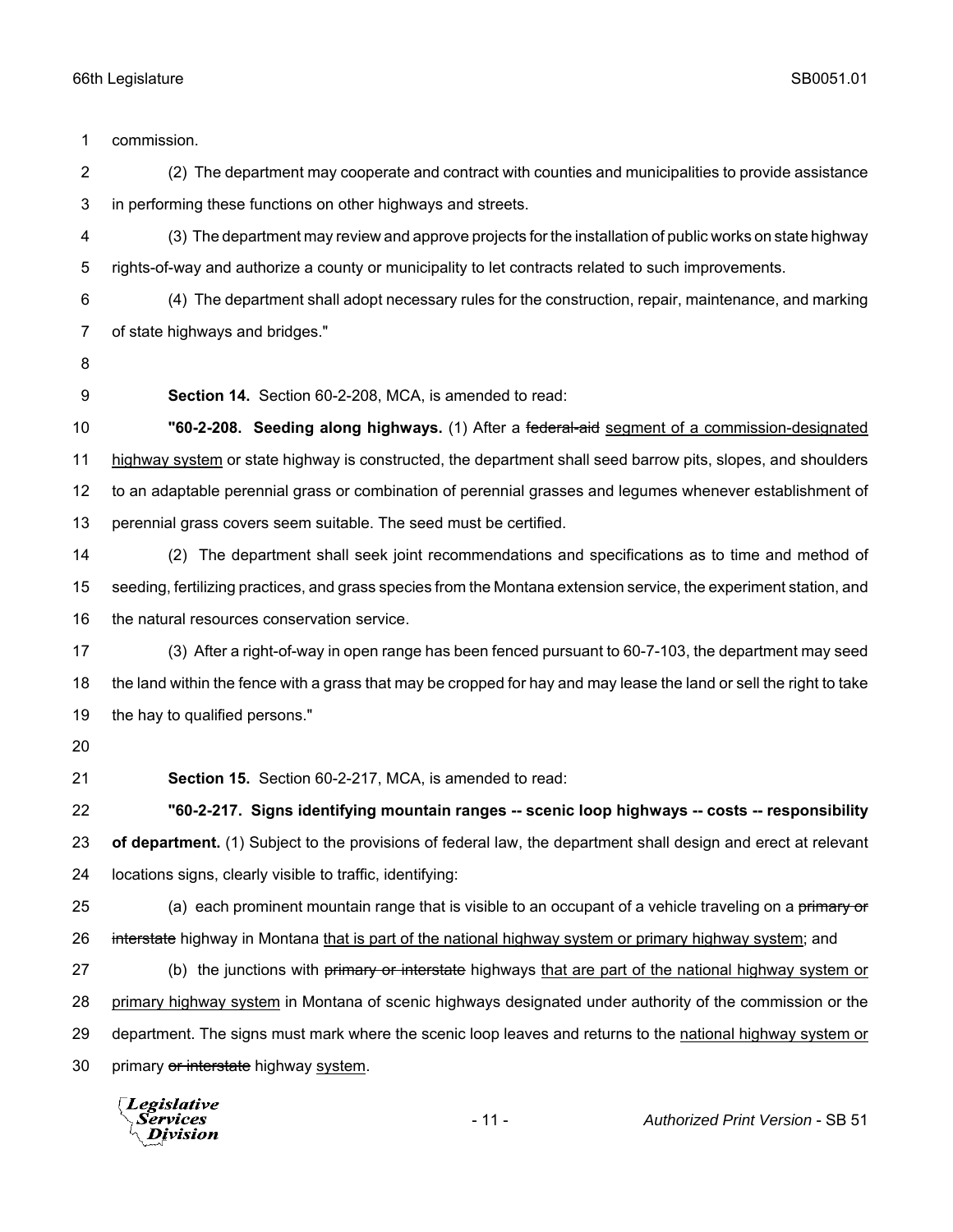commission.

(2) The department may cooperate and contract with counties and municipalities to provide assistance in performing these functions on other highways and streets.

(3) The department may review and approve projects for the installation of public works on state highway rights-of-way and authorize a county or municipality to let contracts related to such improvements.

(4) The department shall adopt necessary rules for the construction, repair, maintenance, and marking of state highways and bridges."

**Section 14.** Section 60-2-208, MCA, is amended to read:

**"60-2-208. Seeding along highways.** (1) After a ~~federal-aid~~ <u>segment of a commission-designated highway system</u> or state highway is constructed, the department shall seed barrow pits, slopes, and shoulders to an adaptable perennial grass or combination of perennial grasses and legumes whenever establishment of perennial grass covers seem suitable. The seed must be certified.

(2) The department shall seek joint recommendations and specifications as to time and method of seeding, fertilizing practices, and grass species from the Montana extension service, the experiment station, and the natural resources conservation service.

(3) After a right-of-way in open range has been fenced pursuant to 60-7-103, the department may seed the land within the fence with a grass that may be cropped for hay and may lease the land or sell the right to take the hay to qualified persons."

**Section 15.** Section 60-2-217, MCA, is amended to read:

**"60-2-217. Signs identifying mountain ranges -- scenic loop highways -- costs -- responsibility of department.** (1) Subject to the provisions of federal law, the department shall design and erect at relevant locations signs, clearly visible to traffic, identifying:

(a) each prominent mountain range that is visible to an occupant of a vehicle traveling on a ~~primary or interstate~~ highway in Montana <u>that is part of the national highway system or primary highway system</u>; and

(b) the junctions with ~~primary or interstate~~ highways <u>that are part of the national highway system or primary highway system</u> in Montana of scenic highways designated under authority of the commission or the department. The signs must mark where the scenic loop leaves and returns to the <u>national highway system or</u> primary ~~or interstate~~ highway <u>system</u>.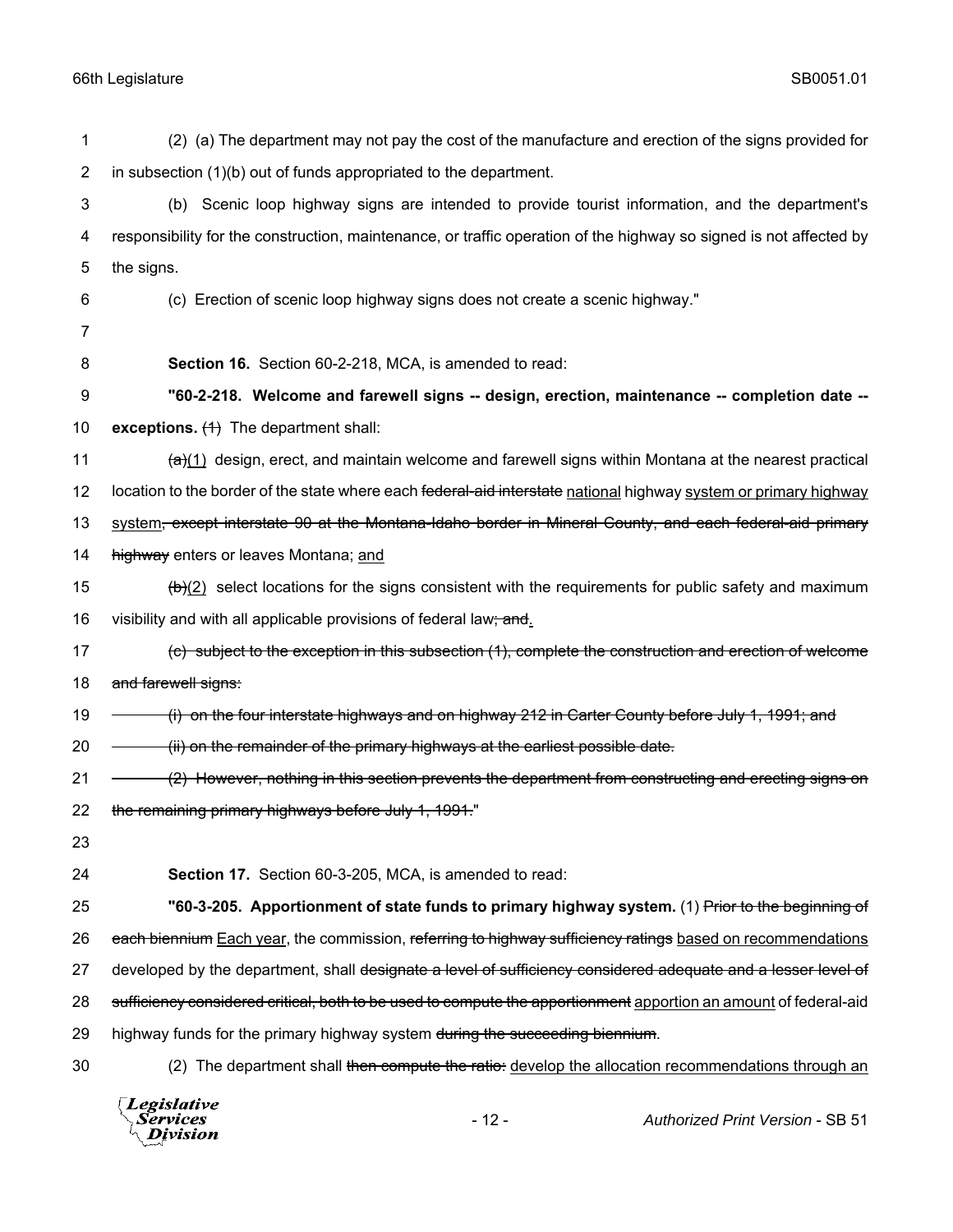(2) (a) The department may not pay the cost of the manufacture and erection of the signs provided for in subsection (1)(b) out of funds appropriated to the department.

(b) Scenic loop highway signs are intended to provide tourist information, and the department's responsibility for the construction, maintenance, or traffic operation of the highway so signed is not affected by the signs.

(c) Erection of scenic loop highway signs does not create a scenic highway."

**Section 16.** Section 60-2-218, MCA, is amended to read:

**"60-2-218. Welcome and farewell signs -- design, erection, maintenance -- completion date -- exceptions.** ~~(1)~~ The department shall:

~~(a)~~<u>(1)</u> design, erect, and maintain welcome and farewell signs within Montana at the nearest practical location to the border of the state where each ~~federal-aid interstate~~ <u>national</u> highway <u>system or primary highway system</u>~~, except interstate 90 at the Montana-Idaho border in Mineral County, and each federal-aid primary highway~~ enters or leaves Montana; <u>and</u>

~~(b)~~<u>(2)</u> select locations for the signs consistent with the requirements for public safety and maximum visibility and with all applicable provisions of federal law~~; and~~<u>.</u>

~~(c) subject to the exception in this subsection (1), complete the construction and erection of welcome and farewell signs:~~

~~(i) on the four interstate highways and on highway 212 in Carter County before July 1, 1991; and~~

~~(ii) on the remainder of the primary highways at the earliest possible date.~~

~~(2) However, nothing in this section prevents the department from constructing and erecting signs on the remaining primary highways before July 1, 1991.~~"

**Section 17.** Section 60-3-205, MCA, is amended to read:

**"60-3-205. Apportionment of state funds to primary highway system.** (1) ~~Prior to the beginning of each biennium~~ <u>Each year</u>, the commission, ~~referring to highway sufficiency ratings~~ <u>based on recommendations</u> developed by the department, shall ~~designate a level of sufficiency considered adequate and a lesser level of sufficiency considered critical, both to be used to compute the apportionment~~ <u>apportion an amount</u> of federal-aid highway funds for the primary highway system ~~during the succeeding biennium~~.

(2) The department shall ~~then compute the ratio:~~ <u>develop the allocation recommendations through an</u>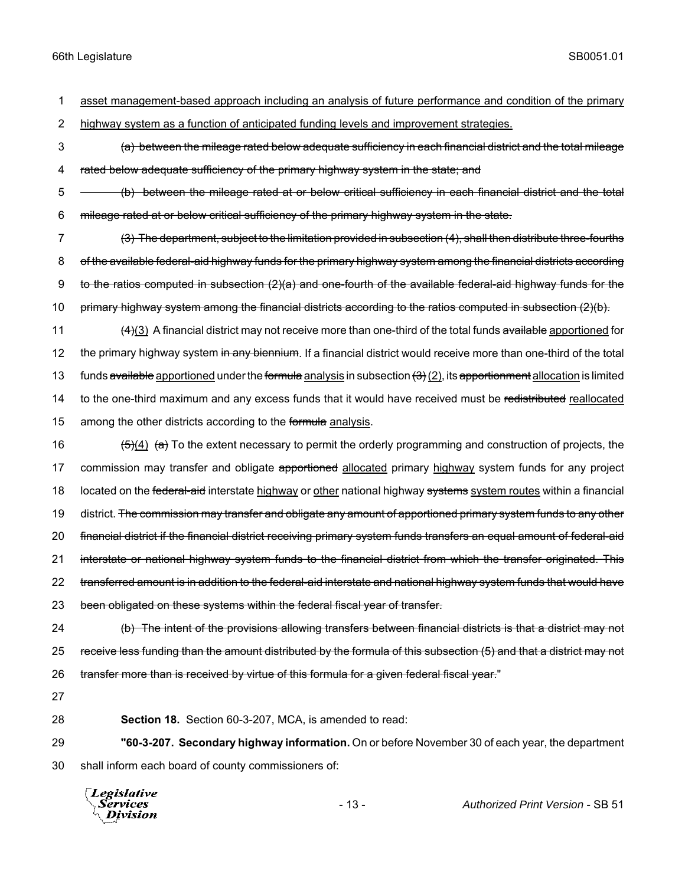asset management-based approach including an analysis of future performance and condition of the primary highway system as a function of anticipated funding levels and improvement strategies.

~~(a) between the mileage rated below adequate sufficiency in each financial district and the total mileage rated below adequate sufficiency of the primary highway system in the state; and~~

~~(b) between the mileage rated at or below critical sufficiency in each financial district and the total mileage rated at or below critical sufficiency of the primary highway system in the state.~~

~~(3) The department, subject to the limitation provided in subsection (4), shall then distribute three-fourths of the available federal-aid highway funds for the primary highway system among the financial districts according to the ratios computed in subsection (2)(a) and one-fourth of the available federal-aid highway funds for the primary highway system among the financial districts according to the ratios computed in subsection (2)(b).~~

~~(4)~~(3) A financial district may not receive more than one-third of the total funds ~~available~~ apportioned for the primary highway system ~~in any biennium~~. If a financial district would receive more than one-third of the total funds ~~available~~ apportioned under the ~~formula~~ analysis in subsection ~~(3)~~ (2), its ~~apportionment~~ allocation is limited to the one-third maximum and any excess funds that it would have received must be ~~redistributed~~ reallocated among the other districts according to the ~~formula~~ analysis.

~~(5)~~(4) ~~(a)~~ To the extent necessary to permit the orderly programming and construction of projects, the commission may transfer and obligate ~~apportioned~~ allocated primary highway system funds for any project located on the ~~federal-aid~~ interstate highway or other national highway ~~systems~~ system routes within a financial district. ~~The commission may transfer and obligate any amount of apportioned primary system funds to any other financial district if the financial district receiving primary system funds transfers an equal amount of federal-aid interstate or national highway system funds to the financial district from which the transfer originated. This transferred amount is in addition to the federal-aid interstate and national highway system funds that would have been obligated on these systems within the federal fiscal year of transfer.~~

~~(b) The intent of the provisions allowing transfers between financial districts is that a district may not receive less funding than the amount distributed by the formula of this subsection (5) and that a district may not transfer more than is received by virtue of this formula for a given federal fiscal year.~~"

**Section 18.** Section 60-3-207, MCA, is amended to read:

**"60-3-207. Secondary highway information.** On or before November 30 of each year, the department shall inform each board of county commissioners of: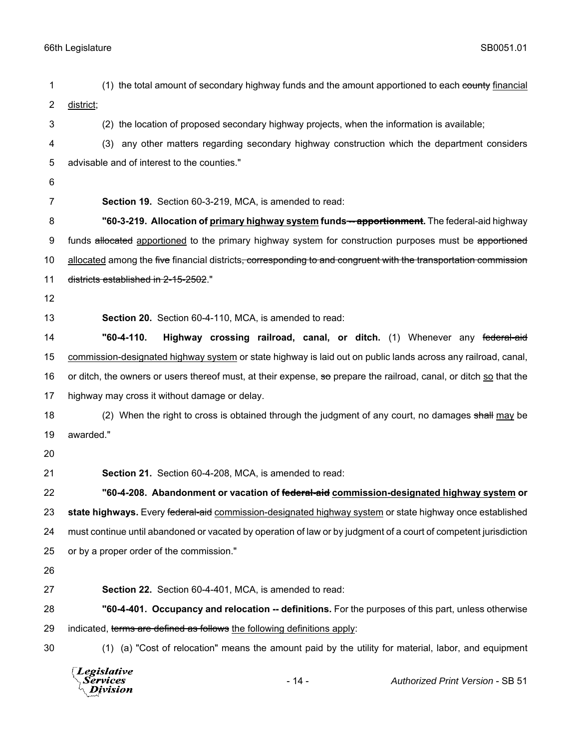(1) the total amount of secondary highway funds and the amount apportioned to each ~~county~~ <u>financial district</u>;

(2) the location of proposed secondary highway projects, when the information is available;

(3) any other matters regarding secondary highway construction which the department considers advisable and of interest to the counties."

**Section 19.** Section 60-3-219, MCA, is amended to read:

**"60-3-219. Allocation of <u>primary highway system</u> funds~~ -- apportionment~~.** The federal-aid highway funds ~~allocated~~ <u>apportioned</u> to the primary highway system for construction purposes must be ~~apportioned~~ <u>allocated</u> among the ~~five~~ financial districts~~, corresponding to and congruent with the transportation commission districts established in 2-15-2502~~."

**Section 20.** Section 60-4-110, MCA, is amended to read:

**"60-4-110. Highway crossing railroad, canal, or ditch.** (1) Whenever any ~~federal-aid~~ <u>commission-designated highway system</u> or state highway is laid out on public lands across any railroad, canal, or ditch, the owners or users thereof must, at their expense, ~~so~~ prepare the railroad, canal, or ditch <u>so</u> that the highway may cross it without damage or delay.

(2) When the right to cross is obtained through the judgment of any court, no damages ~~shall~~ <u>may</u> be awarded."

**Section 21.** Section 60-4-208, MCA, is amended to read:

**"60-4-208. Abandonment or vacation of ~~federal-aid~~ <u>commission-designated highway system</u> or state highways.** Every ~~federal-aid~~ <u>commission-designated highway system</u> or state highway once established must continue until abandoned or vacated by operation of law or by judgment of a court of competent jurisdiction or by a proper order of the commission."

**Section 22.** Section 60-4-401, MCA, is amended to read:

**"60-4-401. Occupancy and relocation -- definitions.** For the purposes of this part, unless otherwise indicated, ~~terms are defined as follows~~ <u>the following definitions apply</u>:

(1) (a) "Cost of relocation" means the amount paid by the utility for material, labor, and equipment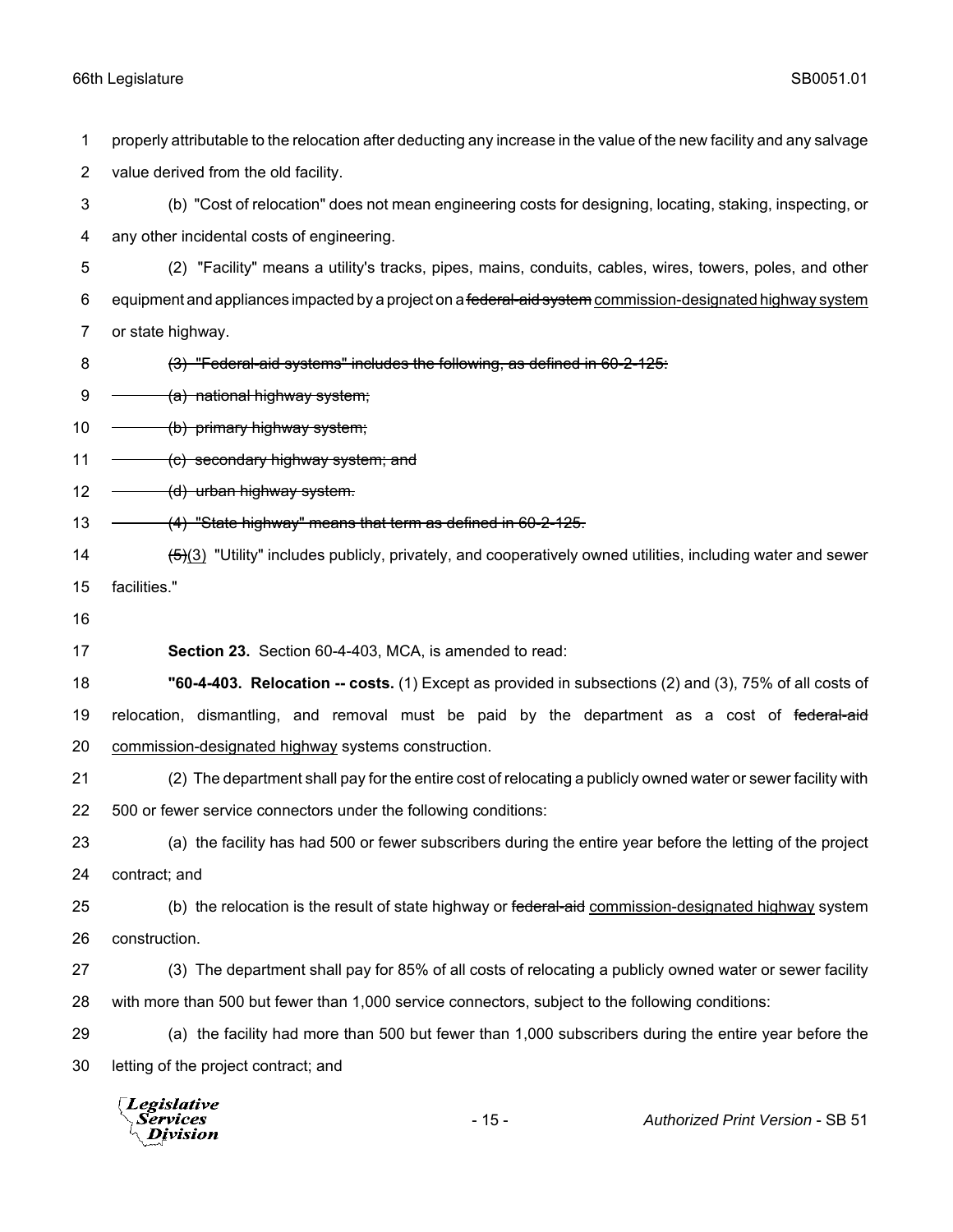properly attributable to the relocation after deducting any increase in the value of the new facility and any salvage value derived from the old facility.

(b) "Cost of relocation" does not mean engineering costs for designing, locating, staking, inspecting, or any other incidental costs of engineering.

(2) "Facility" means a utility's tracks, pipes, mains, conduits, cables, wires, towers, poles, and other equipment and appliances impacted by a project on a ~~federal-aid system~~ <u>commission-designated highway system</u> or state highway.

~~(3) "Federal-aid systems" includes the following, as defined in 60-2-125:~~

~~(a) national highway system;~~

~~(b) primary highway system;~~

~~(c) secondary highway system; and~~

~~(d) urban highway system.~~

~~(4) "State highway" means that term as defined in 60-2-125.~~

~~(5)~~<u>(3)</u> "Utility" includes publicly, privately, and cooperatively owned utilities, including water and sewer facilities."

**Section 23.** Section 60-4-403, MCA, is amended to read:

**"60-4-403. Relocation -- costs.** (1) Except as provided in subsections (2) and (3), 75% of all costs of relocation, dismantling, and removal must be paid by the department as a cost of ~~federal-aid~~ <u>commission-designated highway</u> systems construction.

(2) The department shall pay for the entire cost of relocating a publicly owned water or sewer facility with 500 or fewer service connectors under the following conditions:

(a) the facility has had 500 or fewer subscribers during the entire year before the letting of the project contract; and

(b) the relocation is the result of state highway or ~~federal-aid~~ <u>commission-designated highway</u> system construction.

(3) The department shall pay for 85% of all costs of relocating a publicly owned water or sewer facility with more than 500 but fewer than 1,000 service connectors, subject to the following conditions:

(a) the facility had more than 500 but fewer than 1,000 subscribers during the entire year before the letting of the project contract; and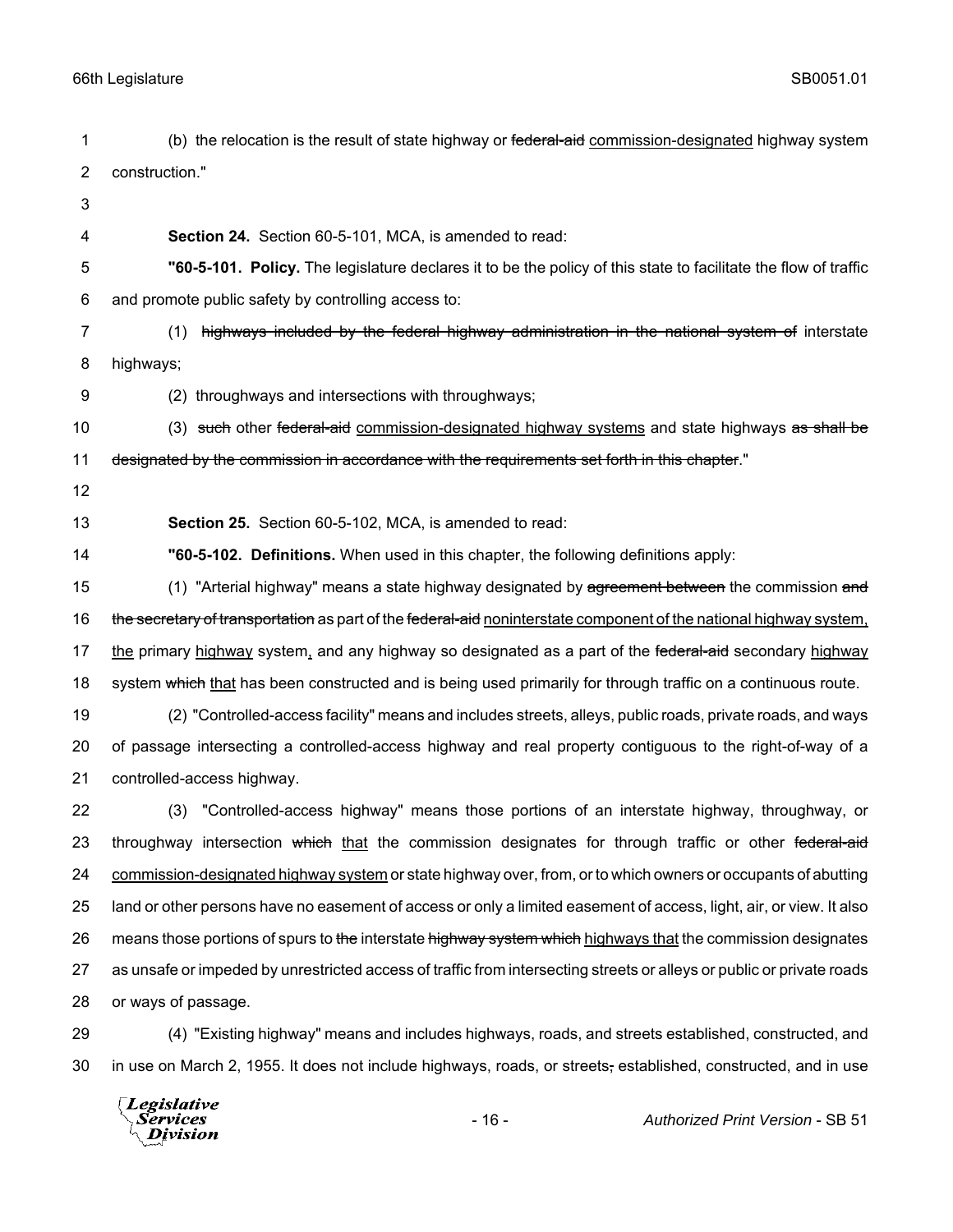(b) the relocation is the result of state highway or ~~federal-aid~~ commission-designated highway system construction."

**Section 24.** Section 60-5-101, MCA, is amended to read:

**"60-5-101. Policy.** The legislature declares it to be the policy of this state to facilitate the flow of traffic and promote public safety by controlling access to:

(1) ~~highways included by the federal highway administration in the national system of~~ interstate highways;

(2) throughways and intersections with throughways;

(3) ~~such~~ other ~~federal-aid~~ commission-designated highway systems and state highways ~~as shall be designated by the commission in accordance with the requirements set forth in this chapter~~."

**Section 25.** Section 60-5-102, MCA, is amended to read:

**"60-5-102. Definitions.** When used in this chapter, the following definitions apply:

(1) "Arterial highway" means a state highway designated by ~~agreement between~~ the commission ~~and the secretary of transportation~~ as part of the ~~federal-aid~~ noninterstate component of the national highway system, the primary highway system, and any highway so designated as a part of the ~~federal-aid~~ secondary highway system ~~which~~ that has been constructed and is being used primarily for through traffic on a continuous route.

(2) "Controlled-access facility" means and includes streets, alleys, public roads, private roads, and ways of passage intersecting a controlled-access highway and real property contiguous to the right-of-way of a controlled-access highway.

(3) "Controlled-access highway" means those portions of an interstate highway, throughway, or throughway intersection ~~which~~ that the commission designates for through traffic or other ~~federal-aid~~ commission-designated highway system or state highway over, from, or to which owners or occupants of abutting land or other persons have no easement of access or only a limited easement of access, light, air, or view. It also means those portions of spurs to ~~the~~ interstate ~~highway system which~~ highways that the commission designates as unsafe or impeded by unrestricted access of traffic from intersecting streets or alleys or public or private roads or ways of passage.

(4) "Existing highway" means and includes highways, roads, and streets established, constructed, and in use on March 2, 1955. It does not include highways, roads, or streets~~,~~ established, constructed, and in use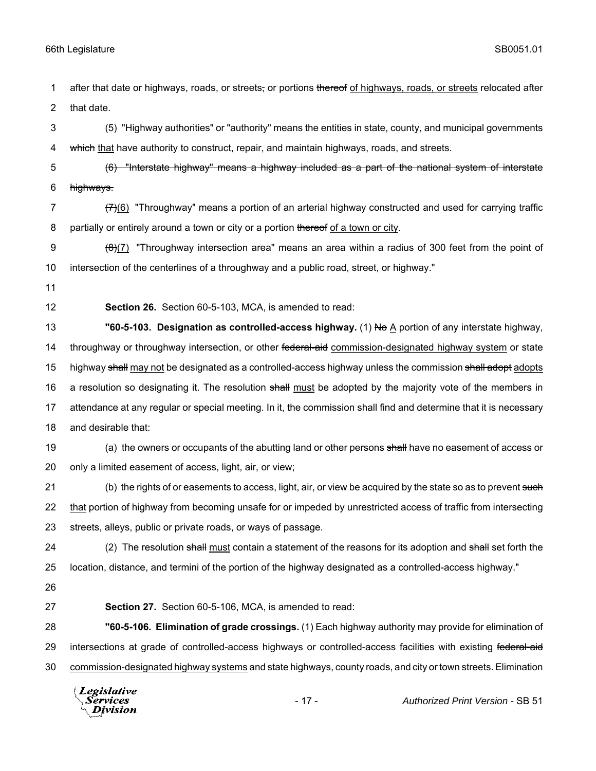after that date or highways, roads, or streets, or portions ~~thereof~~ of highways, roads, or streets relocated after that date.

(5) "Highway authorities" or "authority" means the entities in state, county, and municipal governments ~~which~~ that have authority to construct, repair, and maintain highways, roads, and streets.

~~(6) "Interstate highway" means a highway included as a part of the national system of interstate highways.~~

~~(7)~~(6) "Throughway" means a portion of an arterial highway constructed and used for carrying traffic partially or entirely around a town or city or a portion ~~thereof~~ of a town or city.

~~(8)~~(7) "Throughway intersection area" means an area within a radius of 300 feet from the point of intersection of the centerlines of a throughway and a public road, street, or highway."

**Section 26.** Section 60-5-103, MCA, is amended to read:

**"60-5-103. Designation as controlled-access highway.** (1) ~~No~~ A portion of any interstate highway, throughway or throughway intersection, or other ~~federal-aid~~ commission-designated highway system or state highway ~~shall~~ may not be designated as a controlled-access highway unless the commission ~~shall adopt~~ adopts a resolution so designating it. The resolution ~~shall~~ must be adopted by the majority vote of the members in attendance at any regular or special meeting. In it, the commission shall find and determine that it is necessary and desirable that:

(a) the owners or occupants of the abutting land or other persons ~~shall~~ have no easement of access or only a limited easement of access, light, air, or view;

(b) the rights of or easements to access, light, air, or view be acquired by the state so as to prevent ~~such~~ that portion of highway from becoming unsafe for or impeded by unrestricted access of traffic from intersecting streets, alleys, public or private roads, or ways of passage.

(2) The resolution ~~shall~~ must contain a statement of the reasons for its adoption and ~~shall~~ set forth the location, distance, and termini of the portion of the highway designated as a controlled-access highway."

**Section 27.** Section 60-5-106, MCA, is amended to read:

**"60-5-106. Elimination of grade crossings.** (1) Each highway authority may provide for elimination of intersections at grade of controlled-access highways or controlled-access facilities with existing ~~federal-aid~~ commission-designated highway systems and state highways, county roads, and city or town streets. Elimination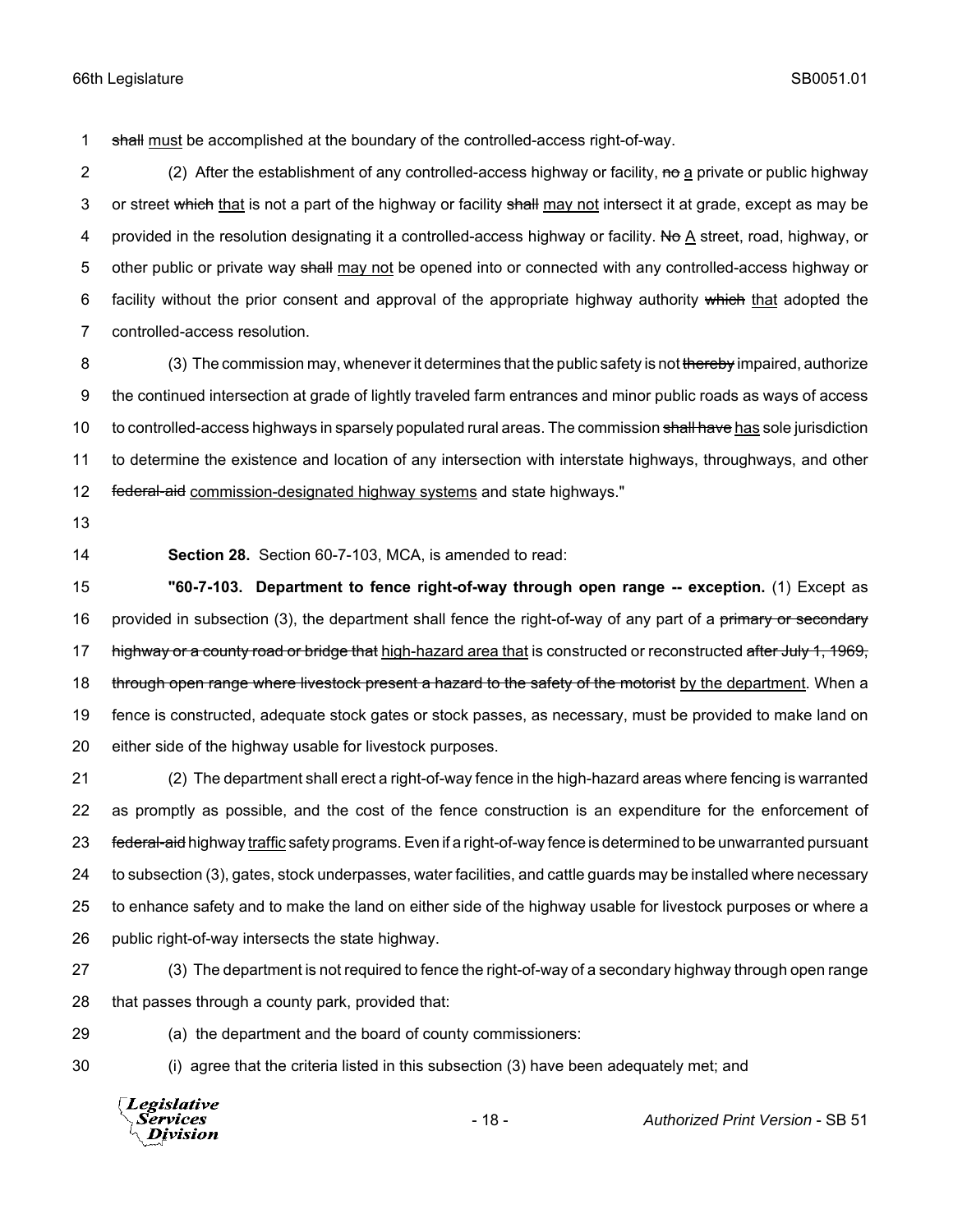~~shall~~ must be accomplished at the boundary of the controlled-access right-of-way.

(2) After the establishment of any controlled-access highway or facility, ~~no~~ a private or public highway or street ~~which~~ that is not a part of the highway or facility ~~shall~~ may not intersect it at grade, except as may be provided in the resolution designating it a controlled-access highway or facility. ~~No~~ A street, road, highway, or other public or private way ~~shall~~ may not be opened into or connected with any controlled-access highway or facility without the prior consent and approval of the appropriate highway authority ~~which~~ that adopted the controlled-access resolution.

(3) The commission may, whenever it determines that the public safety is not ~~thereby~~ impaired, authorize the continued intersection at grade of lightly traveled farm entrances and minor public roads as ways of access to controlled-access highways in sparsely populated rural areas. The commission ~~shall have~~ has sole jurisdiction to determine the existence and location of any intersection with interstate highways, throughways, and other ~~federal-aid~~ commission-designated highway systems and state highways."

**Section 28.** Section 60-7-103, MCA, is amended to read:

**"60-7-103. Department to fence right-of-way through open range -- exception.** (1) Except as provided in subsection (3), the department shall fence the right-of-way of any part of a ~~primary or secondary highway or a county road or bridge that~~ high-hazard area that is constructed or reconstructed ~~after July 1, 1969, through open range where livestock present a hazard to the safety of the motorist~~ by the department. When a fence is constructed, adequate stock gates or stock passes, as necessary, must be provided to make land on either side of the highway usable for livestock purposes.

(2) The department shall erect a right-of-way fence in the high-hazard areas where fencing is warranted as promptly as possible, and the cost of the fence construction is an expenditure for the enforcement of ~~federal-aid~~ highway traffic safety programs. Even if a right-of-way fence is determined to be unwarranted pursuant to subsection (3), gates, stock underpasses, water facilities, and cattle guards may be installed where necessary to enhance safety and to make the land on either side of the highway usable for livestock purposes or where a public right-of-way intersects the state highway.

(3) The department is not required to fence the right-of-way of a secondary highway through open range that passes through a county park, provided that:

(a) the department and the board of county commissioners:

(i) agree that the criteria listed in this subsection (3) have been adequately met; and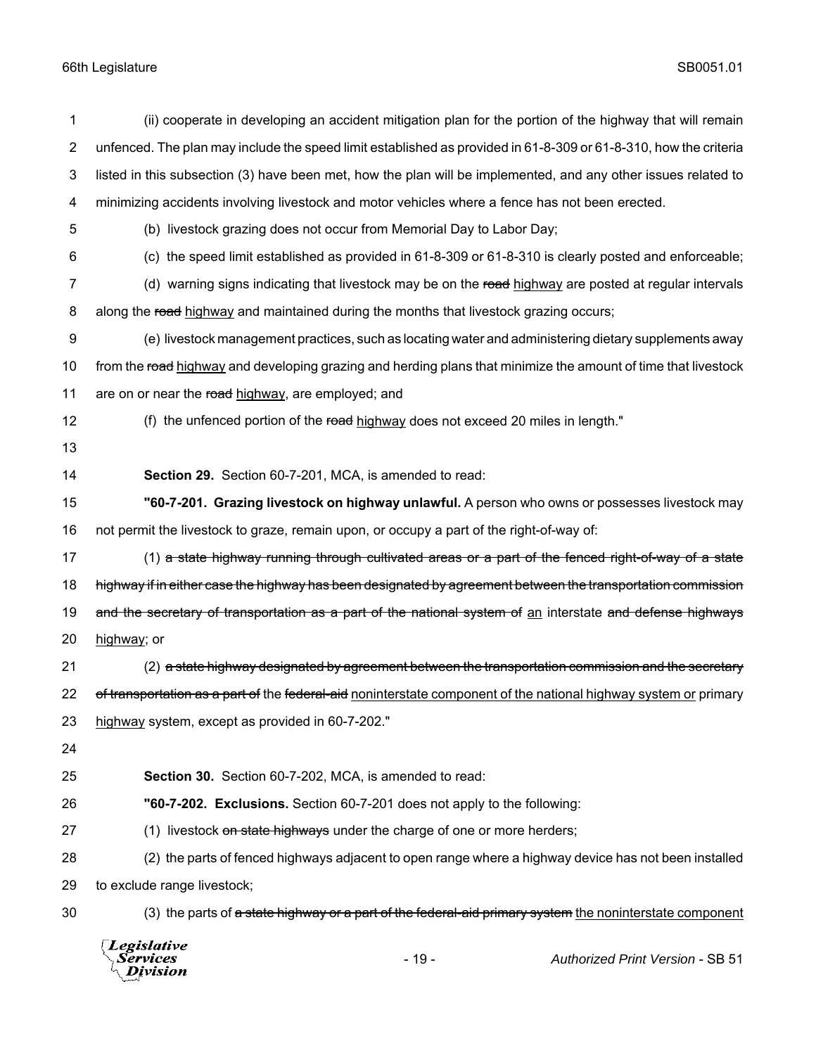(ii) cooperate in developing an accident mitigation plan for the portion of the highway that will remain unfenced. The plan may include the speed limit established as provided in 61-8-309 or 61-8-310, how the criteria listed in this subsection (3) have been met, how the plan will be implemented, and any other issues related to minimizing accidents involving livestock and motor vehicles where a fence has not been erected.

(b) livestock grazing does not occur from Memorial Day to Labor Day;

(c) the speed limit established as provided in 61-8-309 or 61-8-310 is clearly posted and enforceable;

(d) warning signs indicating that livestock may be on the ~~road~~ highway are posted at regular intervals along the ~~road~~ highway and maintained during the months that livestock grazing occurs;

(e) livestock management practices, such as locating water and administering dietary supplements away from the ~~road~~ highway and developing grazing and herding plans that minimize the amount of time that livestock are on or near the ~~road~~ highway, are employed; and

(f) the unfenced portion of the ~~road~~ highway does not exceed 20 miles in length."

**Section 29.** Section 60-7-201, MCA, is amended to read:

**"60-7-201. Grazing livestock on highway unlawful.** A person who owns or possesses livestock may not permit the livestock to graze, remain upon, or occupy a part of the right-of-way of:

(1) ~~a state highway running through cultivated areas or a part of the fenced right-of-way of a state highway if in either case the highway has been designated by agreement between the transportation commission and the secretary of transportation as a part of the national system of~~ an interstate ~~and defense highways~~ highway; or

(2) ~~a state highway designated by agreement between the transportation commission and the secretary of transportation as a part of~~ the ~~federal-aid~~ noninterstate component of the national highway system or primary highway system, except as provided in 60-7-202."

**Section 30.** Section 60-7-202, MCA, is amended to read:

**"60-7-202. Exclusions.** Section 60-7-201 does not apply to the following:

(1) livestock ~~on state highways~~ under the charge of one or more herders;

(2) the parts of fenced highways adjacent to open range where a highway device has not been installed to exclude range livestock;

(3) the parts of ~~a state highway or a part of the federal-aid primary system~~ the noninterstate component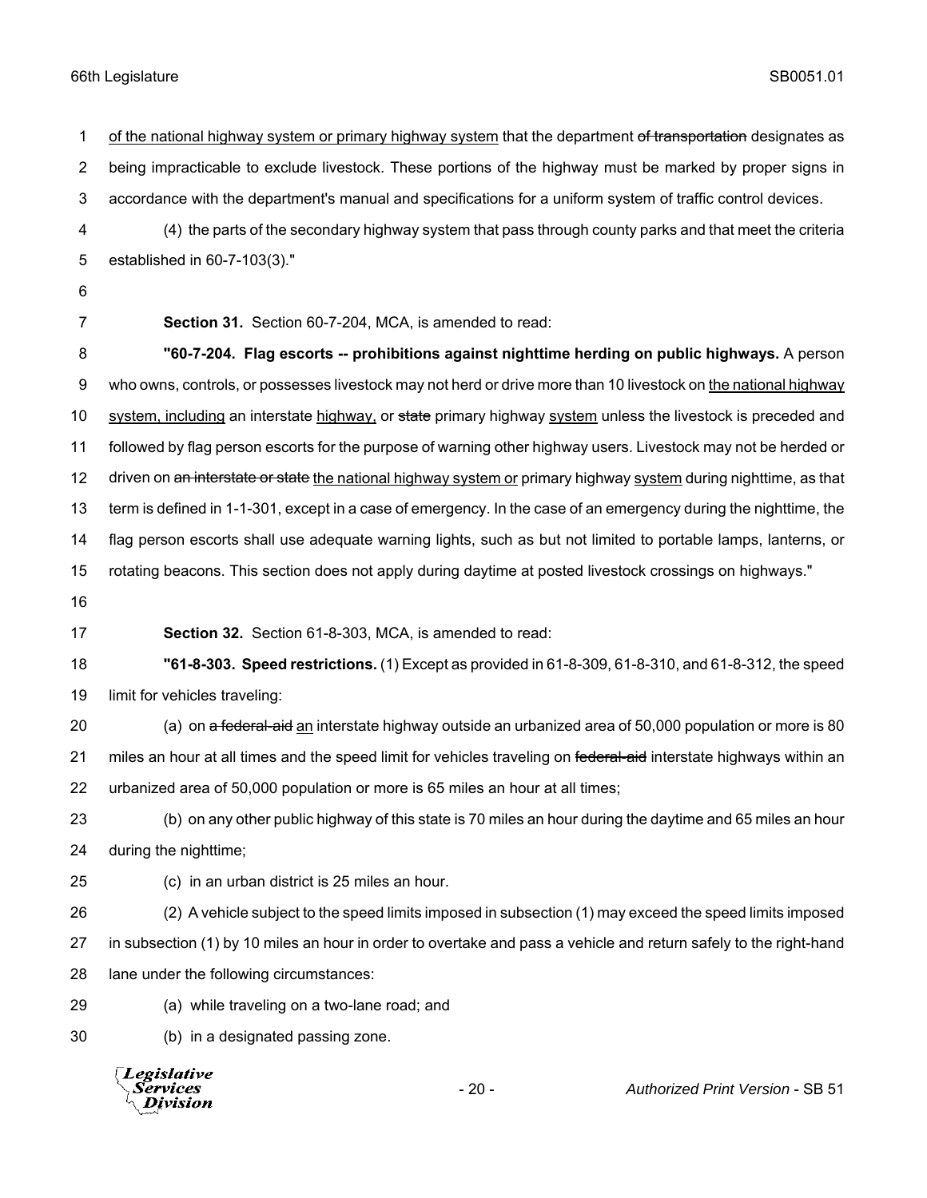of the national highway system or primary highway system that the department ~~of transportation~~ designates as being impracticable to exclude livestock. These portions of the highway must be marked by proper signs in accordance with the department's manual and specifications for a uniform system of traffic control devices.

(4) the parts of the secondary highway system that pass through county parks and that meet the criteria established in 60-7-103(3)."

**Section 31.** Section 60-7-204, MCA, is amended to read:

**"60-7-204. Flag escorts -- prohibitions against nighttime herding on public highways.** A person who owns, controls, or possesses livestock may not herd or drive more than 10 livestock on <u>the national highway system, including</u> an interstate <u>highway,</u> or ~~state~~ primary highway <u>system</u> unless the livestock is preceded and followed by flag person escorts for the purpose of warning other highway users. Livestock may not be herded or driven on ~~an interstate or state~~ <u>the national highway system or</u> primary highway <u>system</u> during nighttime, as that term is defined in 1-1-301, except in a case of emergency. In the case of an emergency during the nighttime, the flag person escorts shall use adequate warning lights, such as but not limited to portable lamps, lanterns, or rotating beacons. This section does not apply during daytime at posted livestock crossings on highways."

**Section 32.** Section 61-8-303, MCA, is amended to read:

**"61-8-303. Speed restrictions.** (1) Except as provided in 61-8-309, 61-8-310, and 61-8-312, the speed limit for vehicles traveling:

(a) on ~~a federal-aid~~ <u>an</u> interstate highway outside an urbanized area of 50,000 population or more is 80 miles an hour at all times and the speed limit for vehicles traveling on ~~federal-aid~~ interstate highways within an urbanized area of 50,000 population or more is 65 miles an hour at all times;

(b) on any other public highway of this state is 70 miles an hour during the daytime and 65 miles an hour during the nighttime;

(c) in an urban district is 25 miles an hour.

(2) A vehicle subject to the speed limits imposed in subsection (1) may exceed the speed limits imposed in subsection (1) by 10 miles an hour in order to overtake and pass a vehicle and return safely to the right-hand lane under the following circumstances:

(a) while traveling on a two-lane road; and

(b) in a designated passing zone.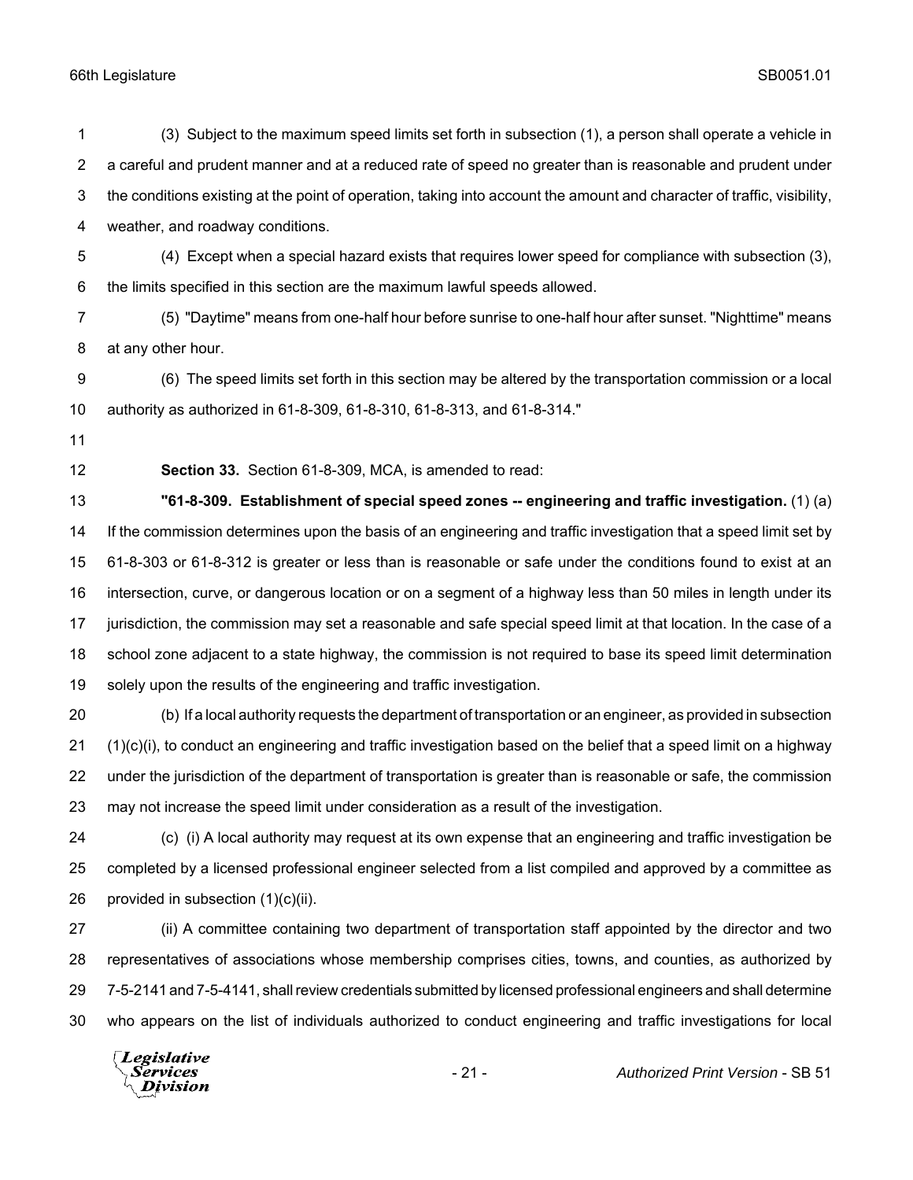(3) Subject to the maximum speed limits set forth in subsection (1), a person shall operate a vehicle in a careful and prudent manner and at a reduced rate of speed no greater than is reasonable and prudent under the conditions existing at the point of operation, taking into account the amount and character of traffic, visibility, weather, and roadway conditions.

(4) Except when a special hazard exists that requires lower speed for compliance with subsection (3), the limits specified in this section are the maximum lawful speeds allowed.

(5) "Daytime" means from one-half hour before sunrise to one-half hour after sunset. "Nighttime" means at any other hour.

(6) The speed limits set forth in this section may be altered by the transportation commission or a local authority as authorized in 61-8-309, 61-8-310, 61-8-313, and 61-8-314."

**Section 33.** Section 61-8-309, MCA, is amended to read:

**"61-8-309. Establishment of special speed zones -- engineering and traffic investigation.** (1) (a) If the commission determines upon the basis of an engineering and traffic investigation that a speed limit set by 61-8-303 or 61-8-312 is greater or less than is reasonable or safe under the conditions found to exist at an intersection, curve, or dangerous location or on a segment of a highway less than 50 miles in length under its jurisdiction, the commission may set a reasonable and safe special speed limit at that location. In the case of a school zone adjacent to a state highway, the commission is not required to base its speed limit determination solely upon the results of the engineering and traffic investigation.

(b) If a local authority requests the department of transportation or an engineer, as provided in subsection (1)(c)(i), to conduct an engineering and traffic investigation based on the belief that a speed limit on a highway under the jurisdiction of the department of transportation is greater than is reasonable or safe, the commission may not increase the speed limit under consideration as a result of the investigation.

(c) (i) A local authority may request at its own expense that an engineering and traffic investigation be completed by a licensed professional engineer selected from a list compiled and approved by a committee as provided in subsection (1)(c)(ii).

(ii) A committee containing two department of transportation staff appointed by the director and two representatives of associations whose membership comprises cities, towns, and counties, as authorized by 7-5-2141 and 7-5-4141, shall review credentials submitted by licensed professional engineers and shall determine who appears on the list of individuals authorized to conduct engineering and traffic investigations for local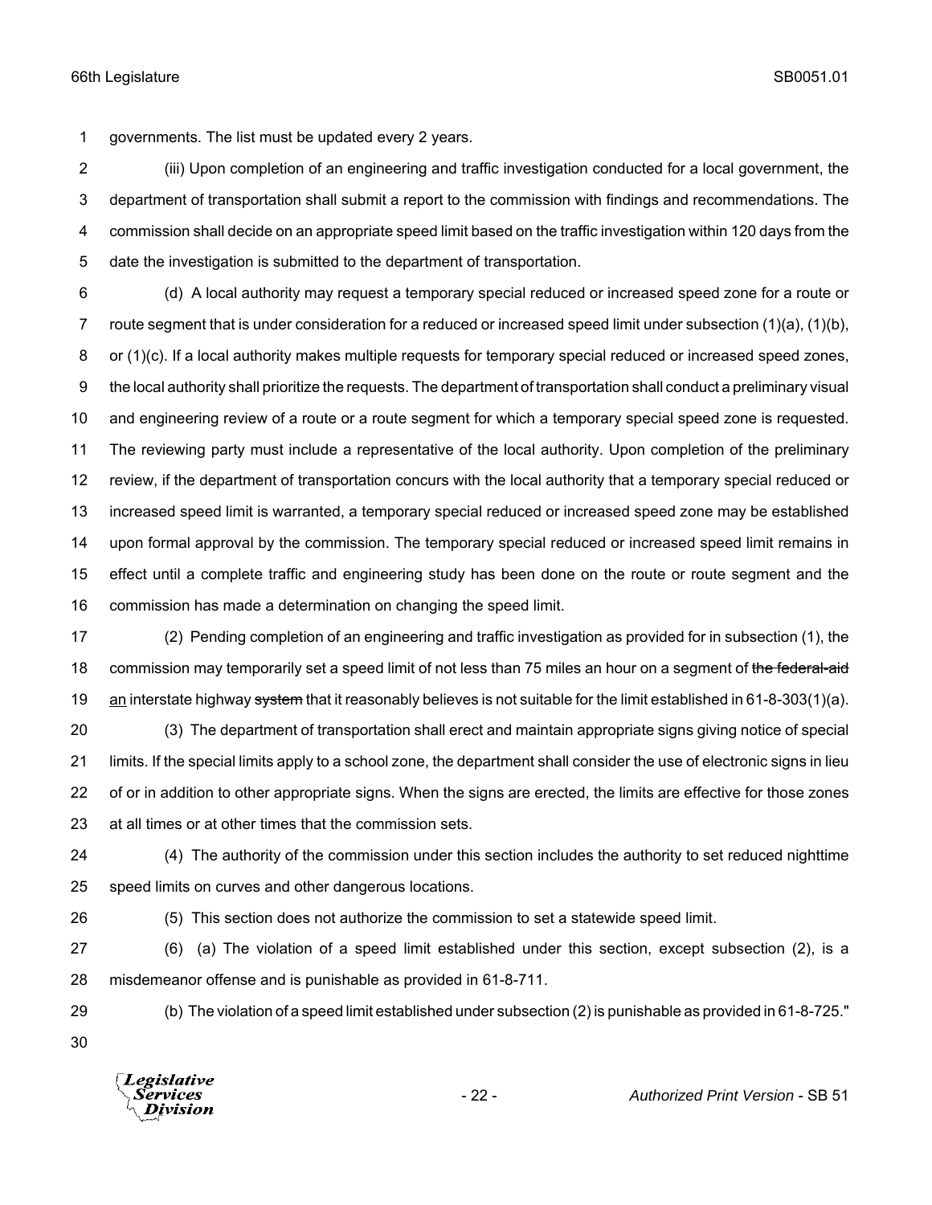governments. The list must be updated every 2 years.

(iii) Upon completion of an engineering and traffic investigation conducted for a local government, the department of transportation shall submit a report to the commission with findings and recommendations. The commission shall decide on an appropriate speed limit based on the traffic investigation within 120 days from the date the investigation is submitted to the department of transportation.

(d) A local authority may request a temporary special reduced or increased speed zone for a route or route segment that is under consideration for a reduced or increased speed limit under subsection (1)(a), (1)(b), or (1)(c). If a local authority makes multiple requests for temporary special reduced or increased speed zones, the local authority shall prioritize the requests. The department of transportation shall conduct a preliminary visual and engineering review of a route or a route segment for which a temporary special speed zone is requested. The reviewing party must include a representative of the local authority. Upon completion of the preliminary review, if the department of transportation concurs with the local authority that a temporary special reduced or increased speed limit is warranted, a temporary special reduced or increased speed zone may be established upon formal approval by the commission. The temporary special reduced or increased speed limit remains in effect until a complete traffic and engineering study has been done on the route or route segment and the commission has made a determination on changing the speed limit.

(2) Pending completion of an engineering and traffic investigation as provided for in subsection (1), the commission may temporarily set a speed limit of not less than 75 miles an hour on a segment of ~~the federal-aid~~ <u>an</u> interstate highway ~~system~~ that it reasonably believes is not suitable for the limit established in 61-8-303(1)(a).

(3) The department of transportation shall erect and maintain appropriate signs giving notice of special limits. If the special limits apply to a school zone, the department shall consider the use of electronic signs in lieu of or in addition to other appropriate signs. When the signs are erected, the limits are effective for those zones at all times or at other times that the commission sets.

(4) The authority of the commission under this section includes the authority to set reduced nighttime speed limits on curves and other dangerous locations.

(5) This section does not authorize the commission to set a statewide speed limit.

(6) (a) The violation of a speed limit established under this section, except subsection (2), is a misdemeanor offense and is punishable as provided in 61-8-711.

(b) The violation of a speed limit established under subsection (2) is punishable as provided in 61-8-725."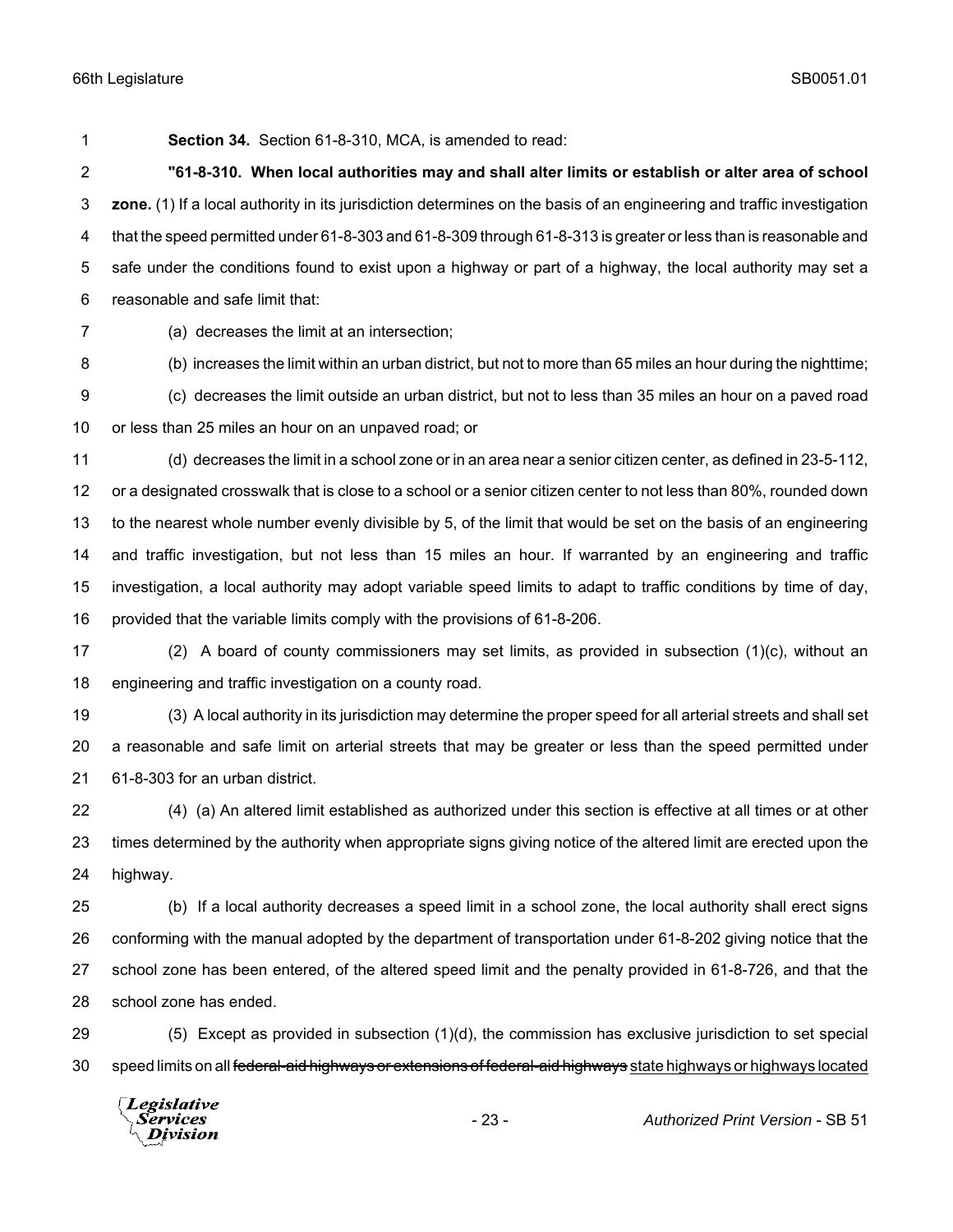**Section 34.** Section 61-8-310, MCA, is amended to read:

**"61-8-310. When local authorities may and shall alter limits or establish or alter area of school zone.** (1) If a local authority in its jurisdiction determines on the basis of an engineering and traffic investigation that the speed permitted under 61-8-303 and 61-8-309 through 61-8-313 is greater or less than is reasonable and safe under the conditions found to exist upon a highway or part of a highway, the local authority may set a reasonable and safe limit that:

(a) decreases the limit at an intersection;

(b) increases the limit within an urban district, but not to more than 65 miles an hour during the nighttime;

(c) decreases the limit outside an urban district, but not to less than 35 miles an hour on a paved road or less than 25 miles an hour on an unpaved road; or

(d) decreases the limit in a school zone or in an area near a senior citizen center, as defined in 23-5-112, or a designated crosswalk that is close to a school or a senior citizen center to not less than 80%, rounded down to the nearest whole number evenly divisible by 5, of the limit that would be set on the basis of an engineering and traffic investigation, but not less than 15 miles an hour. If warranted by an engineering and traffic investigation, a local authority may adopt variable speed limits to adapt to traffic conditions by time of day, provided that the variable limits comply with the provisions of 61-8-206.

(2) A board of county commissioners may set limits, as provided in subsection (1)(c), without an engineering and traffic investigation on a county road.

(3) A local authority in its jurisdiction may determine the proper speed for all arterial streets and shall set a reasonable and safe limit on arterial streets that may be greater or less than the speed permitted under 61-8-303 for an urban district.

(4) (a) An altered limit established as authorized under this section is effective at all times or at other times determined by the authority when appropriate signs giving notice of the altered limit are erected upon the highway.

(b) If a local authority decreases a speed limit in a school zone, the local authority shall erect signs conforming with the manual adopted by the department of transportation under 61-8-202 giving notice that the school zone has been entered, of the altered speed limit and the penalty provided in 61-8-726, and that the school zone has ended.

(5) Except as provided in subsection (1)(d), the commission has exclusive jurisdiction to set special speed limits on all ~~federal-aid highways or extensions of federal-aid highways~~ <u>state highways or highways located</u>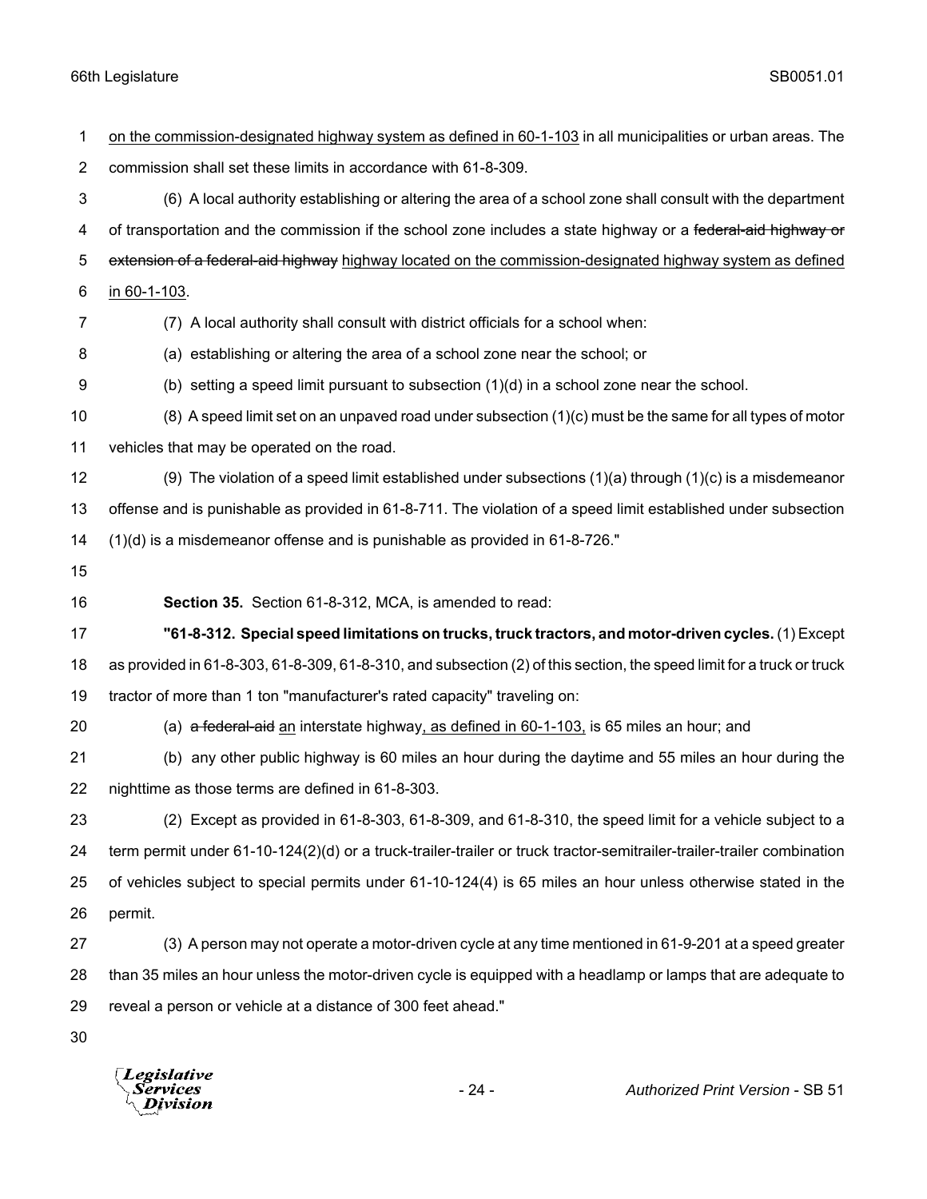on the commission-designated highway system as defined in 60-1-103 in all municipalities or urban areas. The commission shall set these limits in accordance with 61-8-309.

(6) A local authority establishing or altering the area of a school zone shall consult with the department of transportation and the commission if the school zone includes a state highway or a ~~federal-aid highway or extension of a federal-aid highway~~ highway located on the commission-designated highway system as defined in 60-1-103.

(7) A local authority shall consult with district officials for a school when:

(a) establishing or altering the area of a school zone near the school; or

(b) setting a speed limit pursuant to subsection (1)(d) in a school zone near the school.

(8) A speed limit set on an unpaved road under subsection (1)(c) must be the same for all types of motor vehicles that may be operated on the road.

(9) The violation of a speed limit established under subsections (1)(a) through (1)(c) is a misdemeanor offense and is punishable as provided in 61-8-711. The violation of a speed limit established under subsection (1)(d) is a misdemeanor offense and is punishable as provided in 61-8-726."

**Section 35.** Section 61-8-312, MCA, is amended to read:

**"61-8-312. Special speed limitations on trucks, truck tractors, and motor-driven cycles.** (1) Except as provided in 61-8-303, 61-8-309, 61-8-310, and subsection (2) of this section, the speed limit for a truck or truck tractor of more than 1 ton "manufacturer's rated capacity" traveling on:

(a) ~~a federal-aid~~ an interstate highway, as defined in 60-1-103, is 65 miles an hour; and

(b) any other public highway is 60 miles an hour during the daytime and 55 miles an hour during the nighttime as those terms are defined in 61-8-303.

(2) Except as provided in 61-8-303, 61-8-309, and 61-8-310, the speed limit for a vehicle subject to a term permit under 61-10-124(2)(d) or a truck-trailer-trailer or truck tractor-semitrailer-trailer-trailer combination of vehicles subject to special permits under 61-10-124(4) is 65 miles an hour unless otherwise stated in the permit.

(3) A person may not operate a motor-driven cycle at any time mentioned in 61-9-201 at a speed greater than 35 miles an hour unless the motor-driven cycle is equipped with a headlamp or lamps that are adequate to reveal a person or vehicle at a distance of 300 feet ahead."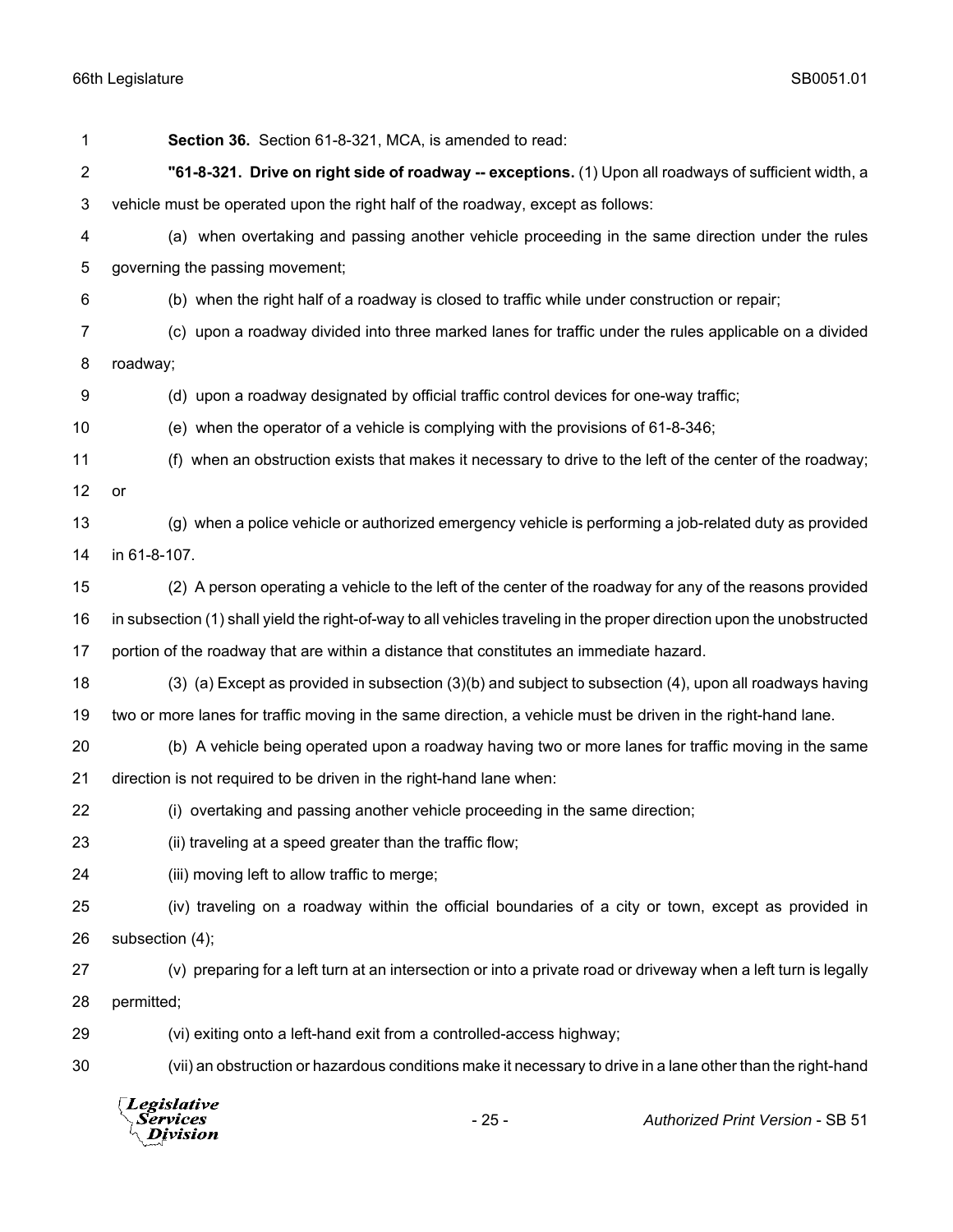**Section 36.** Section 61-8-321, MCA, is amended to read:

**"61-8-321. Drive on right side of roadway -- exceptions.** (1) Upon all roadways of sufficient width, a vehicle must be operated upon the right half of the roadway, except as follows:

(a) when overtaking and passing another vehicle proceeding in the same direction under the rules governing the passing movement;

(b) when the right half of a roadway is closed to traffic while under construction or repair;

(c) upon a roadway divided into three marked lanes for traffic under the rules applicable on a divided roadway;

(d) upon a roadway designated by official traffic control devices for one-way traffic;

(e) when the operator of a vehicle is complying with the provisions of 61-8-346;

(f) when an obstruction exists that makes it necessary to drive to the left of the center of the roadway; or

(g) when a police vehicle or authorized emergency vehicle is performing a job-related duty as provided in 61-8-107.

(2) A person operating a vehicle to the left of the center of the roadway for any of the reasons provided in subsection (1) shall yield the right-of-way to all vehicles traveling in the proper direction upon the unobstructed portion of the roadway that are within a distance that constitutes an immediate hazard.

(3) (a) Except as provided in subsection (3)(b) and subject to subsection (4), upon all roadways having two or more lanes for traffic moving in the same direction, a vehicle must be driven in the right-hand lane.

(b) A vehicle being operated upon a roadway having two or more lanes for traffic moving in the same direction is not required to be driven in the right-hand lane when:

(i) overtaking and passing another vehicle proceeding in the same direction;

(ii) traveling at a speed greater than the traffic flow;

(iii) moving left to allow traffic to merge;

(iv) traveling on a roadway within the official boundaries of a city or town, except as provided in subsection (4);

(v) preparing for a left turn at an intersection or into a private road or driveway when a left turn is legally permitted;

(vi) exiting onto a left-hand exit from a controlled-access highway;

(vii) an obstruction or hazardous conditions make it necessary to drive in a lane other than the right-hand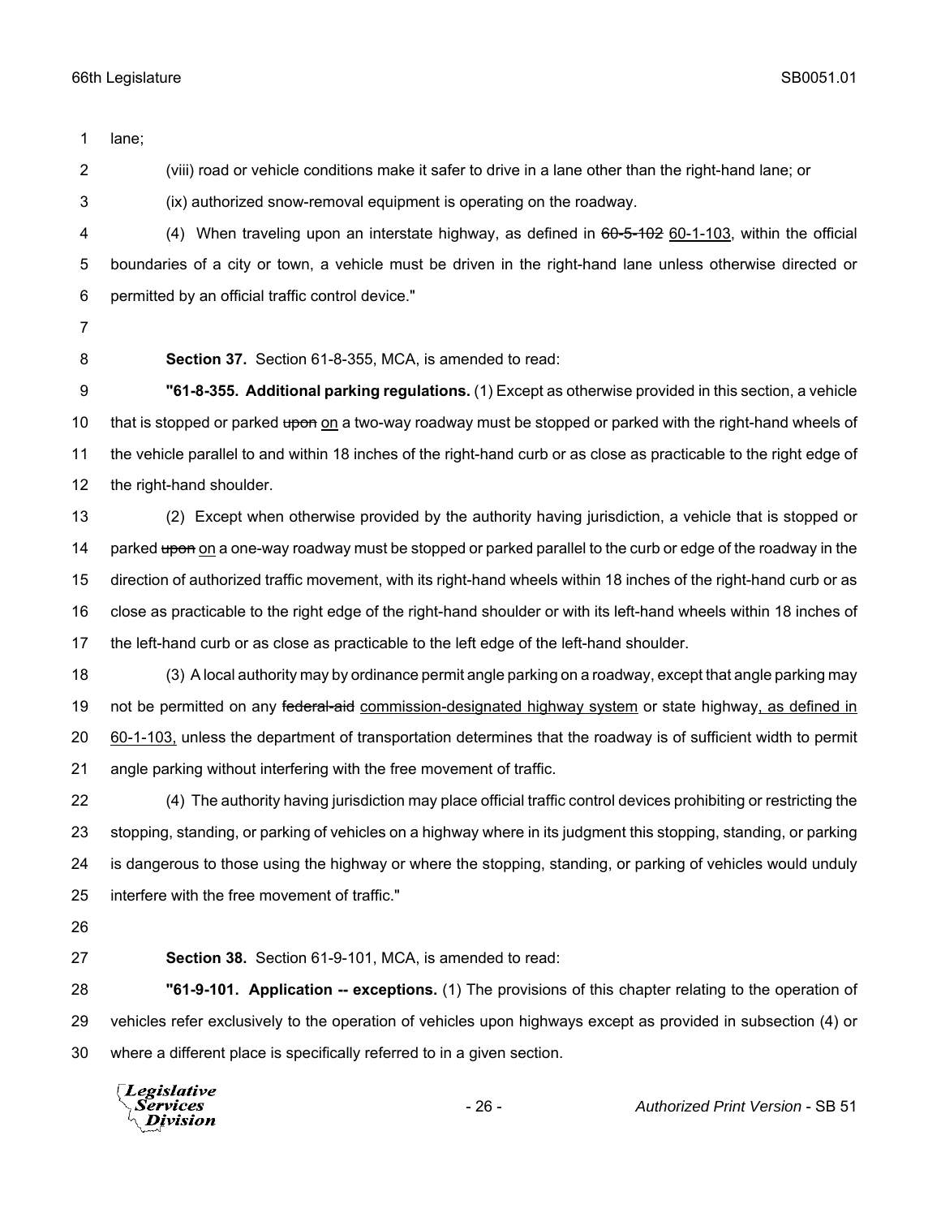lane;

(viii) road or vehicle conditions make it safer to drive in a lane other than the right-hand lane; or

(ix) authorized snow-removal equipment is operating on the roadway.

(4) When traveling upon an interstate highway, as defined in ~~60-5-102~~ <u>60-1-103</u>, within the official boundaries of a city or town, a vehicle must be driven in the right-hand lane unless otherwise directed or permitted by an official traffic control device."

**Section 37.** Section 61-8-355, MCA, is amended to read:

**"61-8-355. Additional parking regulations.** (1) Except as otherwise provided in this section, a vehicle that is stopped or parked ~~upon~~ <u>on</u> a two-way roadway must be stopped or parked with the right-hand wheels of the vehicle parallel to and within 18 inches of the right-hand curb or as close as practicable to the right edge of the right-hand shoulder.

(2) Except when otherwise provided by the authority having jurisdiction, a vehicle that is stopped or parked ~~upon~~ <u>on</u> a one-way roadway must be stopped or parked parallel to the curb or edge of the roadway in the direction of authorized traffic movement, with its right-hand wheels within 18 inches of the right-hand curb or as close as practicable to the right edge of the right-hand shoulder or with its left-hand wheels within 18 inches of the left-hand curb or as close as practicable to the left edge of the left-hand shoulder.

(3) A local authority may by ordinance permit angle parking on a roadway, except that angle parking may not be permitted on any ~~federal-aid~~ <u>commission-designated highway system</u> or state highway<u>, as defined in 60-1-103,</u> unless the department of transportation determines that the roadway is of sufficient width to permit angle parking without interfering with the free movement of traffic.

(4) The authority having jurisdiction may place official traffic control devices prohibiting or restricting the stopping, standing, or parking of vehicles on a highway where in its judgment this stopping, standing, or parking is dangerous to those using the highway or where the stopping, standing, or parking of vehicles would unduly interfere with the free movement of traffic."

**Section 38.** Section 61-9-101, MCA, is amended to read:

**"61-9-101. Application -- exceptions.** (1) The provisions of this chapter relating to the operation of vehicles refer exclusively to the operation of vehicles upon highways except as provided in subsection (4) or where a different place is specifically referred to in a given section.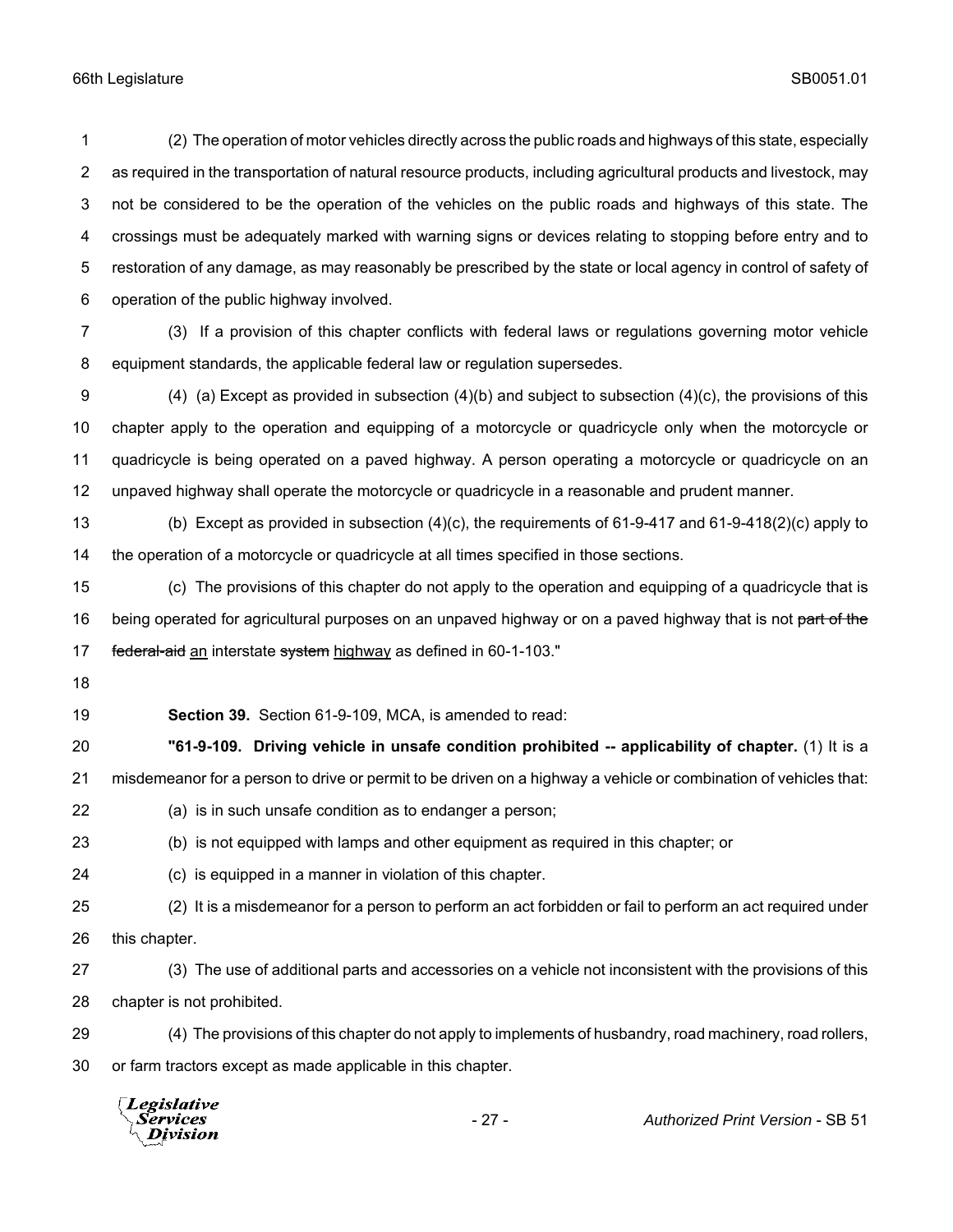(2) The operation of motor vehicles directly across the public roads and highways of this state, especially as required in the transportation of natural resource products, including agricultural products and livestock, may not be considered to be the operation of the vehicles on the public roads and highways of this state. The crossings must be adequately marked with warning signs or devices relating to stopping before entry and to restoration of any damage, as may reasonably be prescribed by the state or local agency in control of safety of operation of the public highway involved.

(3) If a provision of this chapter conflicts with federal laws or regulations governing motor vehicle equipment standards, the applicable federal law or regulation supersedes.

(4) (a) Except as provided in subsection (4)(b) and subject to subsection (4)(c), the provisions of this chapter apply to the operation and equipping of a motorcycle or quadricycle only when the motorcycle or quadricycle is being operated on a paved highway. A person operating a motorcycle or quadricycle on an unpaved highway shall operate the motorcycle or quadricycle in a reasonable and prudent manner.

(b) Except as provided in subsection (4)(c), the requirements of 61-9-417 and 61-9-418(2)(c) apply to the operation of a motorcycle or quadricycle at all times specified in those sections.

(c) The provisions of this chapter do not apply to the operation and equipping of a quadricycle that is being operated for agricultural purposes on an unpaved highway or on a paved highway that is not ~~part of the federal-aid~~ an interstate ~~system~~ highway as defined in 60-1-103."

**Section 39.** Section 61-9-109, MCA, is amended to read:

**"61-9-109. Driving vehicle in unsafe condition prohibited -- applicability of chapter.** (1) It is a misdemeanor for a person to drive or permit to be driven on a highway a vehicle or combination of vehicles that:

(a) is in such unsafe condition as to endanger a person;

(b) is not equipped with lamps and other equipment as required in this chapter; or

(c) is equipped in a manner in violation of this chapter.

(2) It is a misdemeanor for a person to perform an act forbidden or fail to perform an act required under this chapter.

(3) The use of additional parts and accessories on a vehicle not inconsistent with the provisions of this chapter is not prohibited.

(4) The provisions of this chapter do not apply to implements of husbandry, road machinery, road rollers, or farm tractors except as made applicable in this chapter.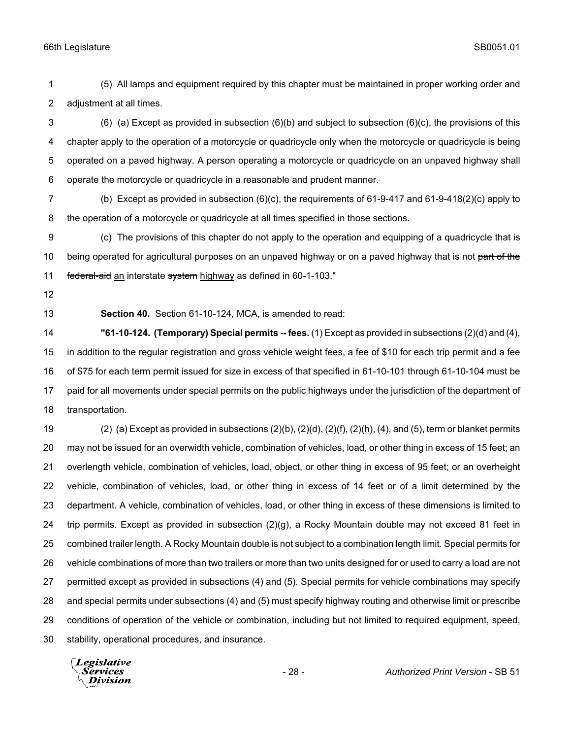(5) All lamps and equipment required by this chapter must be maintained in proper working order and adjustment at all times.

(6) (a) Except as provided in subsection (6)(b) and subject to subsection (6)(c), the provisions of this chapter apply to the operation of a motorcycle or quadricycle only when the motorcycle or quadricycle is being operated on a paved highway. A person operating a motorcycle or quadricycle on an unpaved highway shall operate the motorcycle or quadricycle in a reasonable and prudent manner.

(b) Except as provided in subsection (6)(c), the requirements of 61-9-417 and 61-9-418(2)(c) apply to the operation of a motorcycle or quadricycle at all times specified in those sections.

(c) The provisions of this chapter do not apply to the operation and equipping of a quadricycle that is being operated for agricultural purposes on an unpaved highway or on a paved highway that is not ~~part of the federal-aid~~ an interstate ~~system~~ highway as defined in 60-1-103."

**Section 40.** Section 61-10-124, MCA, is amended to read:

**"61-10-124. (Temporary) Special permits -- fees.** (1) Except as provided in subsections (2)(d) and (4), in addition to the regular registration and gross vehicle weight fees, a fee of $10 for each trip permit and a fee of $75 for each term permit issued for size in excess of that specified in 61-10-101 through 61-10-104 must be paid for all movements under special permits on the public highways under the jurisdiction of the department of transportation.

(2) (a) Except as provided in subsections (2)(b), (2)(d), (2)(f), (2)(h), (4), and (5), term or blanket permits may not be issued for an overwidth vehicle, combination of vehicles, load, or other thing in excess of 15 feet; an overlength vehicle, combination of vehicles, load, object, or other thing in excess of 95 feet; or an overheight vehicle, combination of vehicles, load, or other thing in excess of 14 feet or of a limit determined by the department. A vehicle, combination of vehicles, load, or other thing in excess of these dimensions is limited to trip permits. Except as provided in subsection (2)(g), a Rocky Mountain double may not exceed 81 feet in combined trailer length. A Rocky Mountain double is not subject to a combination length limit. Special permits for vehicle combinations of more than two trailers or more than two units designed for or used to carry a load are not permitted except as provided in subsections (4) and (5). Special permits for vehicle combinations may specify and special permits under subsections (4) and (5) must specify highway routing and otherwise limit or prescribe conditions of operation of the vehicle or combination, including but not limited to required equipment, speed, stability, operational procedures, and insurance.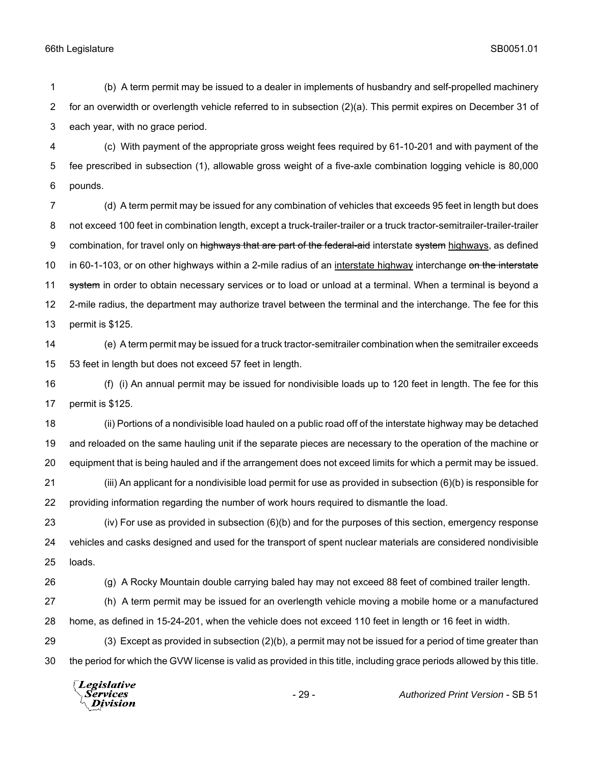(b) A term permit may be issued to a dealer in implements of husbandry and self-propelled machinery for an overwidth or overlength vehicle referred to in subsection (2)(a). This permit expires on December 31 of each year, with no grace period.

(c) With payment of the appropriate gross weight fees required by 61-10-201 and with payment of the fee prescribed in subsection (1), allowable gross weight of a five-axle combination logging vehicle is 80,000 pounds.

(d) A term permit may be issued for any combination of vehicles that exceeds 95 feet in length but does not exceed 100 feet in combination length, except a truck-trailer-trailer or a truck tractor-semitrailer-trailer-trailer combination, for travel only on ~~highways that are part of the federal-aid~~ interstate ~~system~~ <u>highways</u>, as defined in 60-1-103, or on other highways within a 2-mile radius of an <u>interstate highway</u> interchange ~~on the interstate system~~ in order to obtain necessary services or to load or unload at a terminal. When a terminal is beyond a 2-mile radius, the department may authorize travel between the terminal and the interchange. The fee for this permit is $125.

(e) A term permit may be issued for a truck tractor-semitrailer combination when the semitrailer exceeds 53 feet in length but does not exceed 57 feet in length.

(f) (i) An annual permit may be issued for nondivisible loads up to 120 feet in length. The fee for this permit is $125.

(ii) Portions of a nondivisible load hauled on a public road off of the interstate highway may be detached and reloaded on the same hauling unit if the separate pieces are necessary to the operation of the machine or equipment that is being hauled and if the arrangement does not exceed limits for which a permit may be issued.

(iii) An applicant for a nondivisible load permit for use as provided in subsection (6)(b) is responsible for providing information regarding the number of work hours required to dismantle the load.

(iv) For use as provided in subsection (6)(b) and for the purposes of this section, emergency response vehicles and casks designed and used for the transport of spent nuclear materials are considered nondivisible loads.

(g) A Rocky Mountain double carrying baled hay may not exceed 88 feet of combined trailer length.

(h) A term permit may be issued for an overlength vehicle moving a mobile home or a manufactured home, as defined in 15-24-201, when the vehicle does not exceed 110 feet in length or 16 feet in width.

(3) Except as provided in subsection (2)(b), a permit may not be issued for a period of time greater than the period for which the GVW license is valid as provided in this title, including grace periods allowed by this title.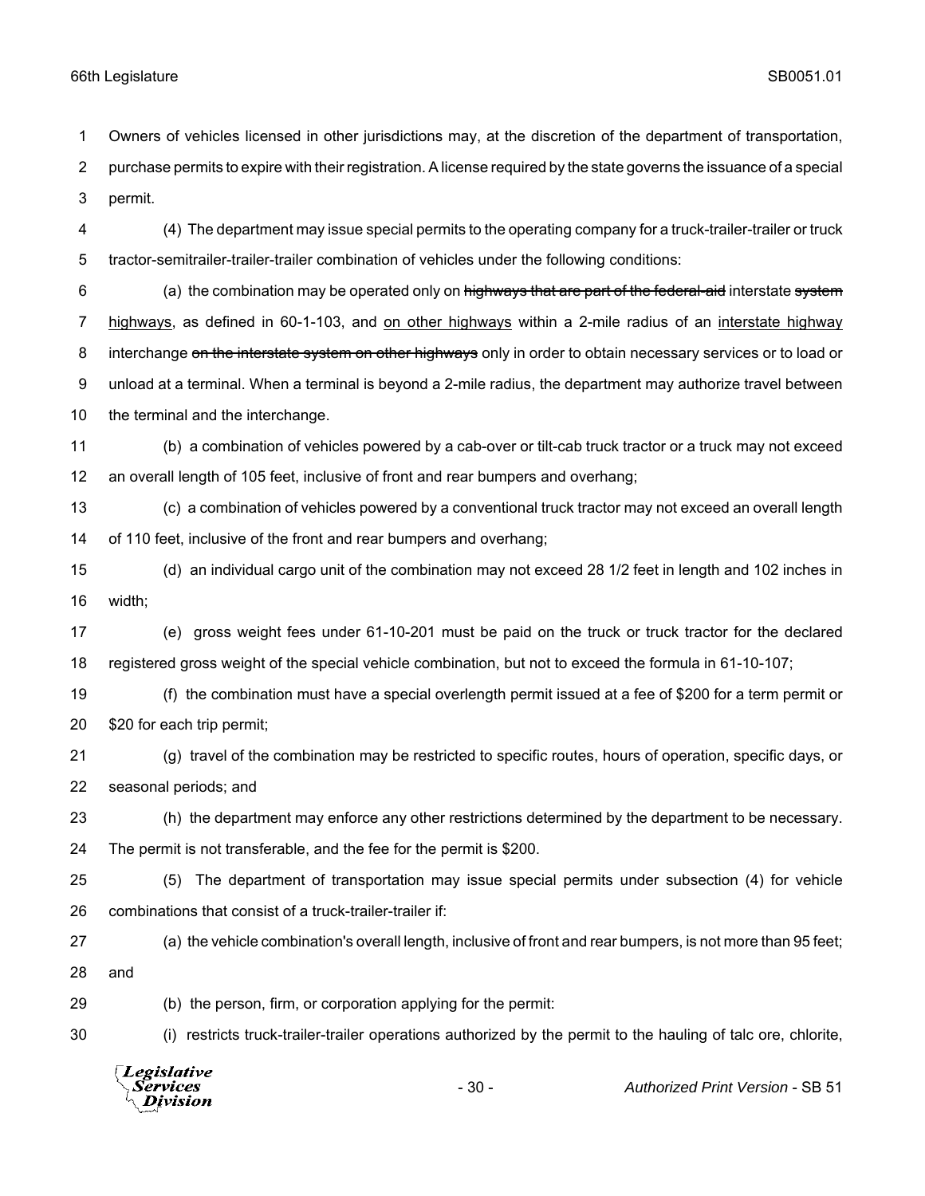Owners of vehicles licensed in other jurisdictions may, at the discretion of the department of transportation, purchase permits to expire with their registration. A license required by the state governs the issuance of a special permit.

(4) The department may issue special permits to the operating company for a truck-trailer-trailer or truck tractor-semitrailer-trailer-trailer combination of vehicles under the following conditions:

(a) the combination may be operated only on ~~highways that are part of the federal-aid~~ interstate ~~system~~ highways, as defined in 60-1-103, and on other highways within a 2-mile radius of an interstate highway interchange ~~on the interstate system on other highways~~ only in order to obtain necessary services or to load or unload at a terminal. When a terminal is beyond a 2-mile radius, the department may authorize travel between the terminal and the interchange.

(b) a combination of vehicles powered by a cab-over or tilt-cab truck tractor or a truck may not exceed an overall length of 105 feet, inclusive of front and rear bumpers and overhang;

(c) a combination of vehicles powered by a conventional truck tractor may not exceed an overall length of 110 feet, inclusive of the front and rear bumpers and overhang;

(d) an individual cargo unit of the combination may not exceed 28 1/2 feet in length and 102 inches in width;

(e) gross weight fees under 61-10-201 must be paid on the truck or truck tractor for the declared registered gross weight of the special vehicle combination, but not to exceed the formula in 61-10-107;

(f) the combination must have a special overlength permit issued at a fee of $200 for a term permit or $20 for each trip permit;

(g) travel of the combination may be restricted to specific routes, hours of operation, specific days, or seasonal periods; and

(h) the department may enforce any other restrictions determined by the department to be necessary. The permit is not transferable, and the fee for the permit is $200.

(5) The department of transportation may issue special permits under subsection (4) for vehicle combinations that consist of a truck-trailer-trailer if:

(a) the vehicle combination's overall length, inclusive of front and rear bumpers, is not more than 95 feet; and

(b) the person, firm, or corporation applying for the permit:

(i) restricts truck-trailer-trailer operations authorized by the permit to the hauling of talc ore, chlorite,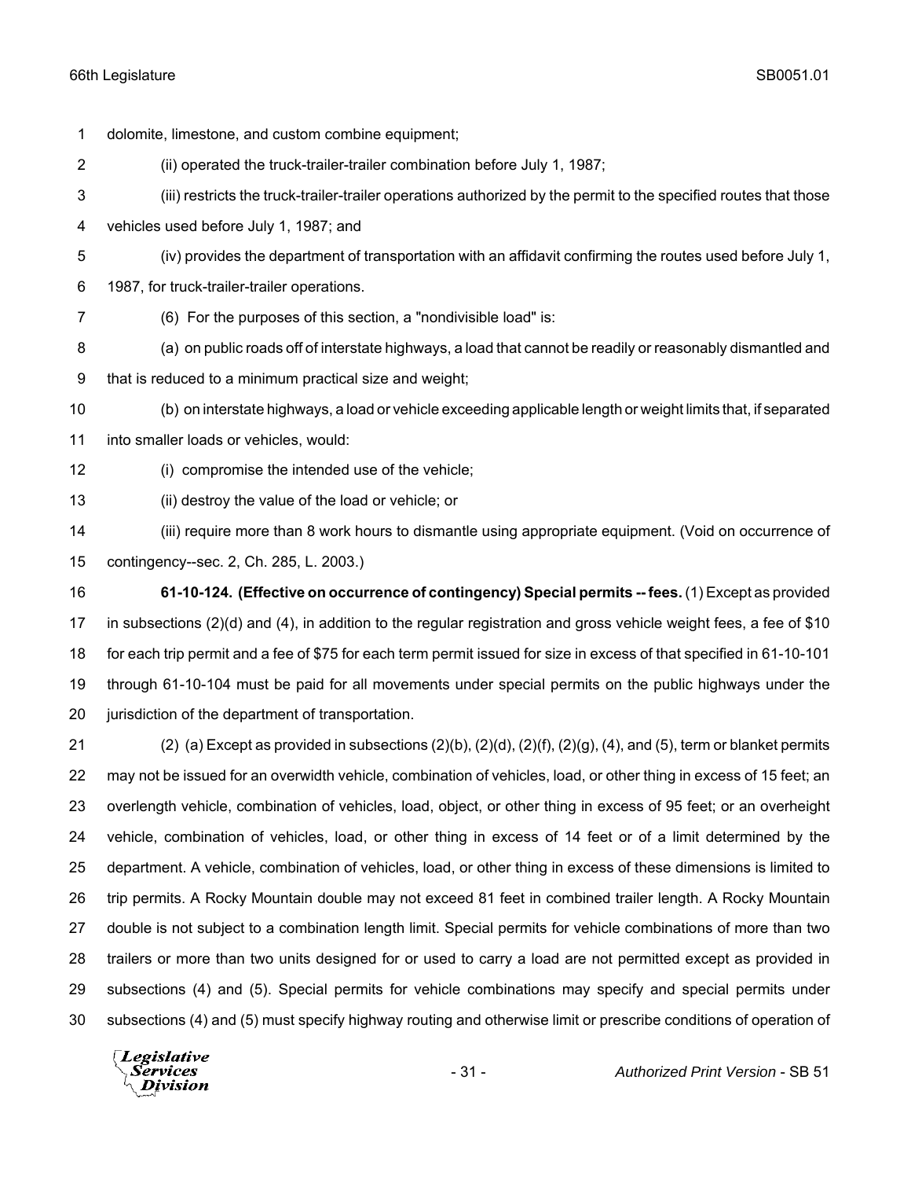dolomite, limestone, and custom combine equipment;

(ii) operated the truck-trailer-trailer combination before July 1, 1987;

(iii) restricts the truck-trailer-trailer operations authorized by the permit to the specified routes that those vehicles used before July 1, 1987; and

(iv) provides the department of transportation with an affidavit confirming the routes used before July 1, 1987, for truck-trailer-trailer operations.

(6) For the purposes of this section, a "nondivisible load" is:

(a) on public roads off of interstate highways, a load that cannot be readily or reasonably dismantled and that is reduced to a minimum practical size and weight;

(b) on interstate highways, a load or vehicle exceeding applicable length or weight limits that, if separated into smaller loads or vehicles, would:

(i) compromise the intended use of the vehicle;

(ii) destroy the value of the load or vehicle; or

(iii) require more than 8 work hours to dismantle using appropriate equipment. (Void on occurrence of contingency--sec. 2, Ch. 285, L. 2003.)

**61-10-124. (Effective on occurrence of contingency) Special permits -- fees.** (1) Except as provided in subsections (2)(d) and (4), in addition to the regular registration and gross vehicle weight fees, a fee of $10 for each trip permit and a fee of $75 for each term permit issued for size in excess of that specified in 61-10-101 through 61-10-104 must be paid for all movements under special permits on the public highways under the jurisdiction of the department of transportation.

(2) (a) Except as provided in subsections (2)(b), (2)(d), (2)(f), (2)(g), (4), and (5), term or blanket permits may not be issued for an overwidth vehicle, combination of vehicles, load, or other thing in excess of 15 feet; an overlength vehicle, combination of vehicles, load, object, or other thing in excess of 95 feet; or an overheight vehicle, combination of vehicles, load, or other thing in excess of 14 feet or of a limit determined by the department. A vehicle, combination of vehicles, load, or other thing in excess of these dimensions is limited to trip permits. A Rocky Mountain double may not exceed 81 feet in combined trailer length. A Rocky Mountain double is not subject to a combination length limit. Special permits for vehicle combinations of more than two trailers or more than two units designed for or used to carry a load are not permitted except as provided in subsections (4) and (5). Special permits for vehicle combinations may specify and special permits under subsections (4) and (5) must specify highway routing and otherwise limit or prescribe conditions of operation of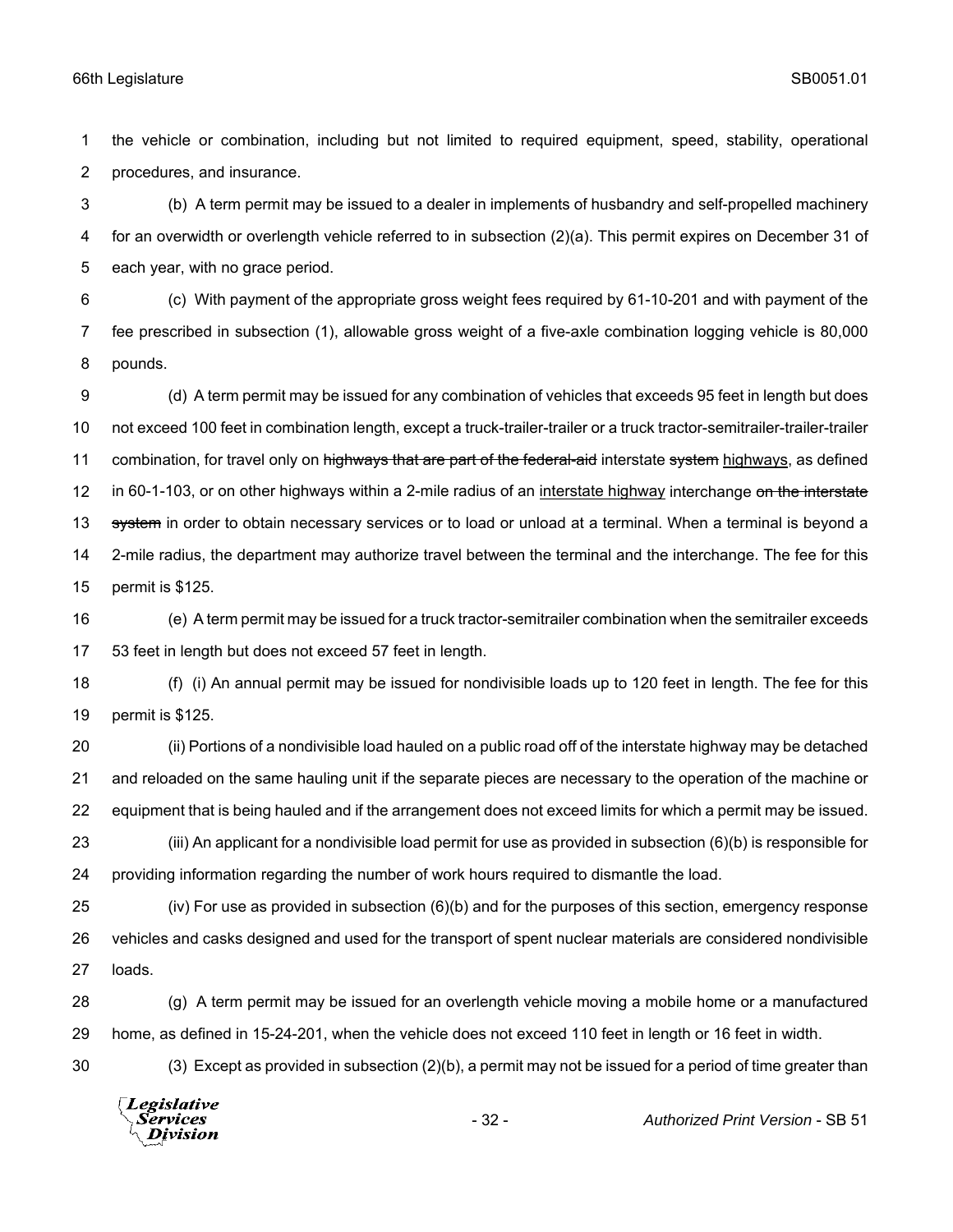the vehicle or combination, including but not limited to required equipment, speed, stability, operational procedures, and insurance.

(b) A term permit may be issued to a dealer in implements of husbandry and self-propelled machinery for an overwidth or overlength vehicle referred to in subsection (2)(a). This permit expires on December 31 of each year, with no grace period.

(c) With payment of the appropriate gross weight fees required by 61-10-201 and with payment of the fee prescribed in subsection (1), allowable gross weight of a five-axle combination logging vehicle is 80,000 pounds.

(d) A term permit may be issued for any combination of vehicles that exceeds 95 feet in length but does not exceed 100 feet in combination length, except a truck-trailer-trailer or a truck tractor-semitrailer-trailer-trailer combination, for travel only on ~~highways that are part of the federal-aid~~ interstate ~~system~~ highways, as defined in 60-1-103, or on other highways within a 2-mile radius of an interstate highway interchange ~~on the interstate system~~ in order to obtain necessary services or to load or unload at a terminal. When a terminal is beyond a 2-mile radius, the department may authorize travel between the terminal and the interchange. The fee for this permit is $125.

(e) A term permit may be issued for a truck tractor-semitrailer combination when the semitrailer exceeds 53 feet in length but does not exceed 57 feet in length.

(f) (i) An annual permit may be issued for nondivisible loads up to 120 feet in length. The fee for this permit is $125.

(ii) Portions of a nondivisible load hauled on a public road off of the interstate highway may be detached and reloaded on the same hauling unit if the separate pieces are necessary to the operation of the machine or equipment that is being hauled and if the arrangement does not exceed limits for which a permit may be issued.

(iii) An applicant for a nondivisible load permit for use as provided in subsection (6)(b) is responsible for providing information regarding the number of work hours required to dismantle the load.

(iv) For use as provided in subsection (6)(b) and for the purposes of this section, emergency response vehicles and casks designed and used for the transport of spent nuclear materials are considered nondivisible loads.

(g) A term permit may be issued for an overlength vehicle moving a mobile home or a manufactured home, as defined in 15-24-201, when the vehicle does not exceed 110 feet in length or 16 feet in width.

(3) Except as provided in subsection (2)(b), a permit may not be issued for a period of time greater than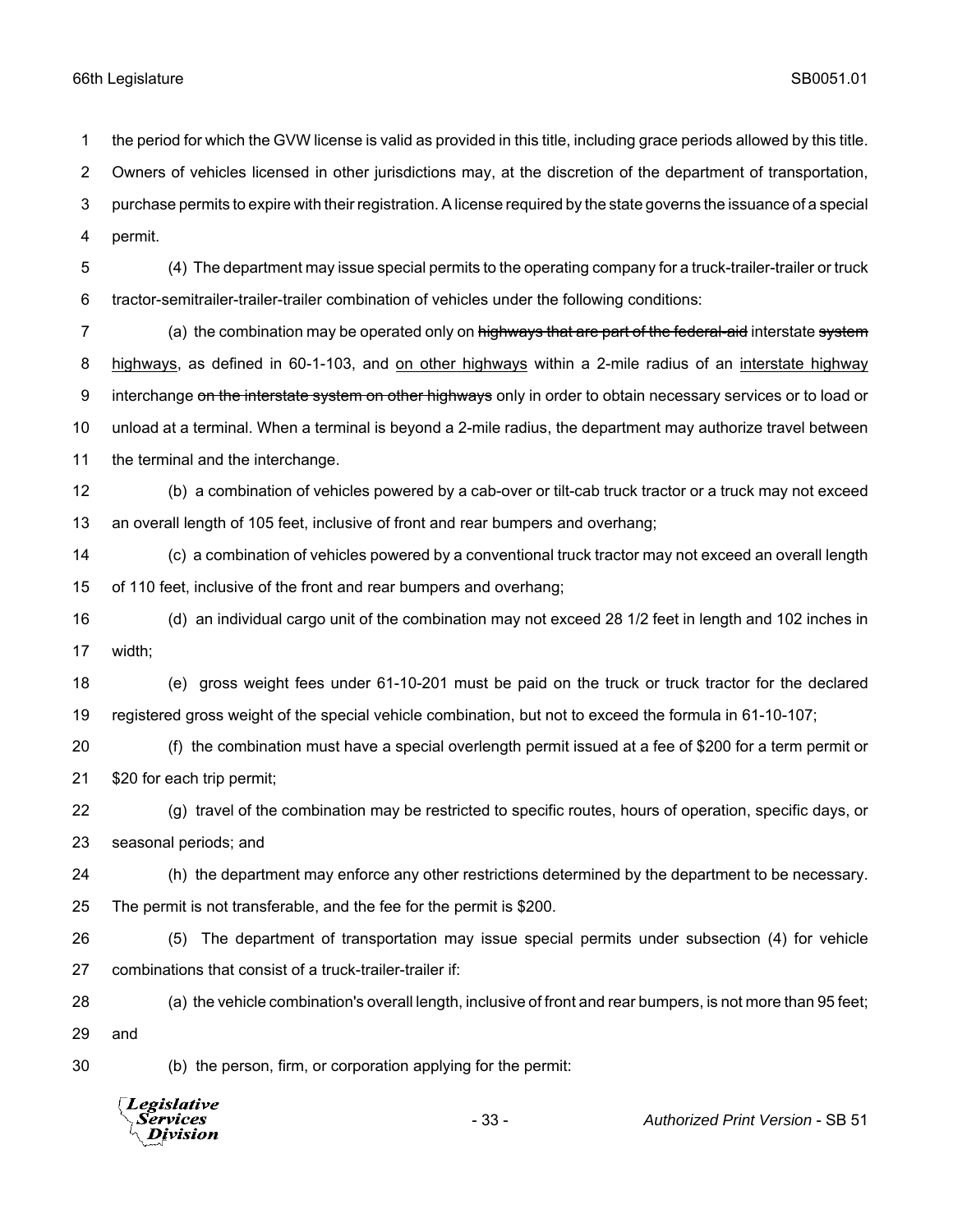the period for which the GVW license is valid as provided in this title, including grace periods allowed by this title. Owners of vehicles licensed in other jurisdictions may, at the discretion of the department of transportation, purchase permits to expire with their registration. A license required by the state governs the issuance of a special permit.

(4) The department may issue special permits to the operating company for a truck-trailer-trailer or truck tractor-semitrailer-trailer-trailer combination of vehicles under the following conditions:

(a) the combination may be operated only on ~~highways that are part of the federal-aid~~ interstate ~~system~~ highways, as defined in 60-1-103, and on other highways within a 2-mile radius of an interstate highway interchange ~~on the interstate system on other highways~~ only in order to obtain necessary services or to load or unload at a terminal. When a terminal is beyond a 2-mile radius, the department may authorize travel between the terminal and the interchange.

(b) a combination of vehicles powered by a cab-over or tilt-cab truck tractor or a truck may not exceed an overall length of 105 feet, inclusive of front and rear bumpers and overhang;

(c) a combination of vehicles powered by a conventional truck tractor may not exceed an overall length of 110 feet, inclusive of the front and rear bumpers and overhang;

(d) an individual cargo unit of the combination may not exceed 28 1/2 feet in length and 102 inches in width;

(e) gross weight fees under 61-10-201 must be paid on the truck or truck tractor for the declared registered gross weight of the special vehicle combination, but not to exceed the formula in 61-10-107;

(f) the combination must have a special overlength permit issued at a fee of $200 for a term permit or $20 for each trip permit;

(g) travel of the combination may be restricted to specific routes, hours of operation, specific days, or seasonal periods; and

(h) the department may enforce any other restrictions determined by the department to be necessary. The permit is not transferable, and the fee for the permit is $200.

(5) The department of transportation may issue special permits under subsection (4) for vehicle combinations that consist of a truck-trailer-trailer if:

(a) the vehicle combination's overall length, inclusive of front and rear bumpers, is not more than 95 feet; and

(b) the person, firm, or corporation applying for the permit: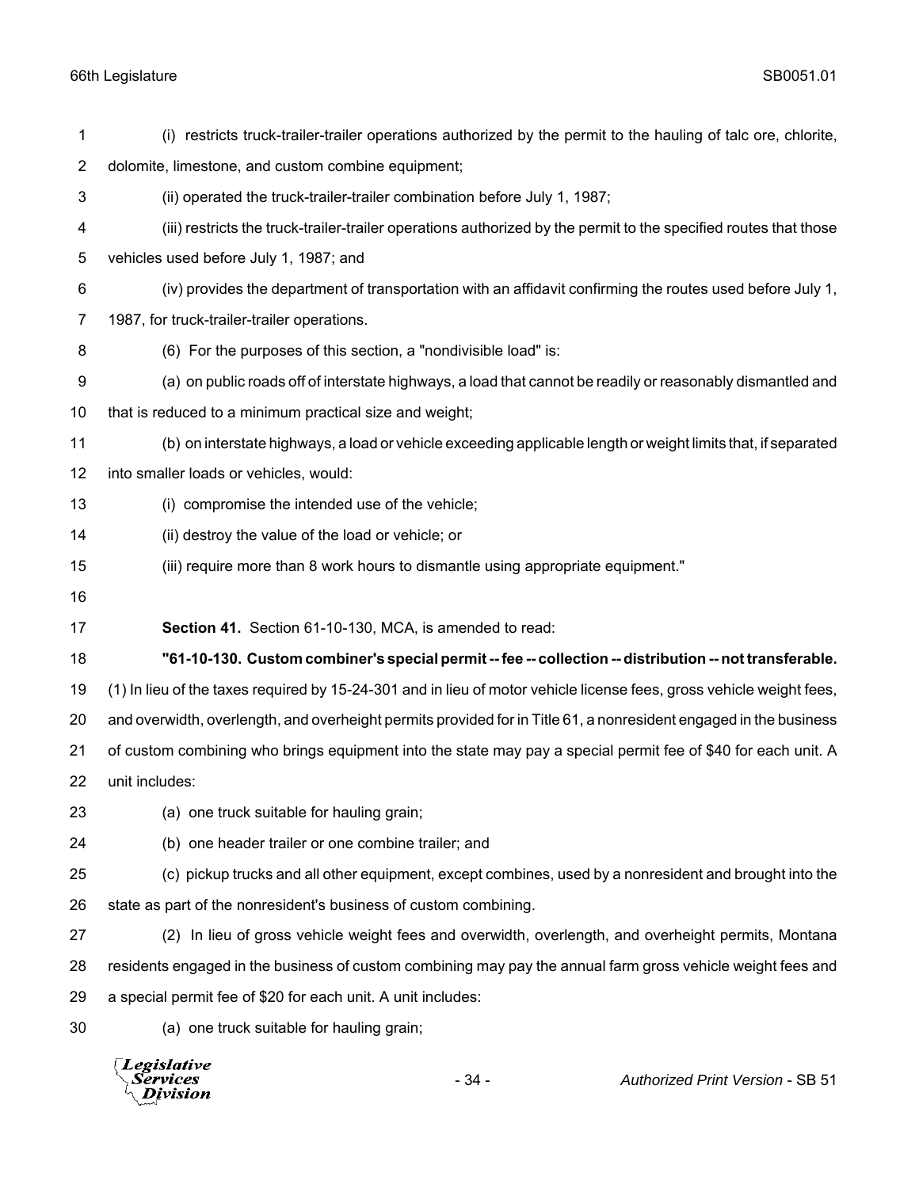(i) restricts truck-trailer-trailer operations authorized by the permit to the hauling of talc ore, chlorite, dolomite, limestone, and custom combine equipment;

(ii) operated the truck-trailer-trailer combination before July 1, 1987;

(iii) restricts the truck-trailer-trailer operations authorized by the permit to the specified routes that those vehicles used before July 1, 1987; and

(iv) provides the department of transportation with an affidavit confirming the routes used before July 1, 1987, for truck-trailer-trailer operations.

(6) For the purposes of this section, a "nondivisible load" is:

(a) on public roads off of interstate highways, a load that cannot be readily or reasonably dismantled and that is reduced to a minimum practical size and weight;

(b) on interstate highways, a load or vehicle exceeding applicable length or weight limits that, if separated into smaller loads or vehicles, would:

(i) compromise the intended use of the vehicle;

(ii) destroy the value of the load or vehicle; or

(iii) require more than 8 work hours to dismantle using appropriate equipment."

**Section 41.** Section 61-10-130, MCA, is amended to read:

**"61-10-130. Custom combiner's special permit -- fee -- collection -- distribution -- not transferable.** (1) In lieu of the taxes required by 15-24-301 and in lieu of motor vehicle license fees, gross vehicle weight fees, and overwidth, overlength, and overheight permits provided for in Title 61, a nonresident engaged in the business of custom combining who brings equipment into the state may pay a special permit fee of $40 for each unit. A unit includes:

(a) one truck suitable for hauling grain;

(b) one header trailer or one combine trailer; and

(c) pickup trucks and all other equipment, except combines, used by a nonresident and brought into the state as part of the nonresident's business of custom combining.

(2) In lieu of gross vehicle weight fees and overwidth, overlength, and overheight permits, Montana residents engaged in the business of custom combining may pay the annual farm gross vehicle weight fees and a special permit fee of $20 for each unit. A unit includes:

(a) one truck suitable for hauling grain;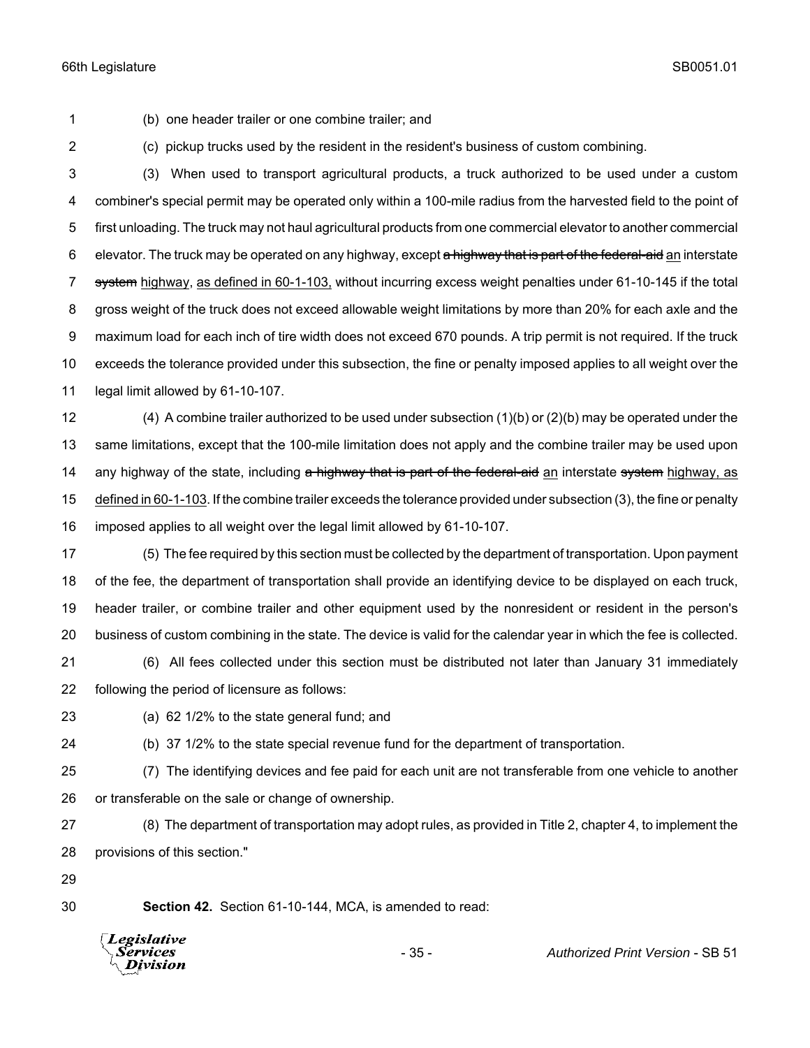(b) one header trailer or one combine trailer; and

(c) pickup trucks used by the resident in the resident's business of custom combining.

(3) When used to transport agricultural products, a truck authorized to be used under a custom combiner's special permit may be operated only within a 100-mile radius from the harvested field to the point of first unloading. The truck may not haul agricultural products from one commercial elevator to another commercial elevator. The truck may be operated on any highway, except ~~a highway that is part of the federal-aid~~ an interstate ~~system~~ highway, as defined in 60-1-103, without incurring excess weight penalties under 61-10-145 if the total gross weight of the truck does not exceed allowable weight limitations by more than 20% for each axle and the maximum load for each inch of tire width does not exceed 670 pounds. A trip permit is not required. If the truck exceeds the tolerance provided under this subsection, the fine or penalty imposed applies to all weight over the legal limit allowed by 61-10-107.

(4) A combine trailer authorized to be used under subsection (1)(b) or (2)(b) may be operated under the same limitations, except that the 100-mile limitation does not apply and the combine trailer may be used upon any highway of the state, including ~~a highway that is part of the federal-aid~~ an interstate ~~system~~ highway, as defined in 60-1-103. If the combine trailer exceeds the tolerance provided under subsection (3), the fine or penalty imposed applies to all weight over the legal limit allowed by 61-10-107.

(5) The fee required by this section must be collected by the department of transportation. Upon payment of the fee, the department of transportation shall provide an identifying device to be displayed on each truck, header trailer, or combine trailer and other equipment used by the nonresident or resident in the person's business of custom combining in the state. The device is valid for the calendar year in which the fee is collected.

(6) All fees collected under this section must be distributed not later than January 31 immediately following the period of licensure as follows:

(a) 62 1/2% to the state general fund; and

(b) 37 1/2% to the state special revenue fund for the department of transportation.

(7) The identifying devices and fee paid for each unit are not transferable from one vehicle to another or transferable on the sale or change of ownership.

(8) The department of transportation may adopt rules, as provided in Title 2, chapter 4, to implement the provisions of this section."

**Section 42.** Section 61-10-144, MCA, is amended to read: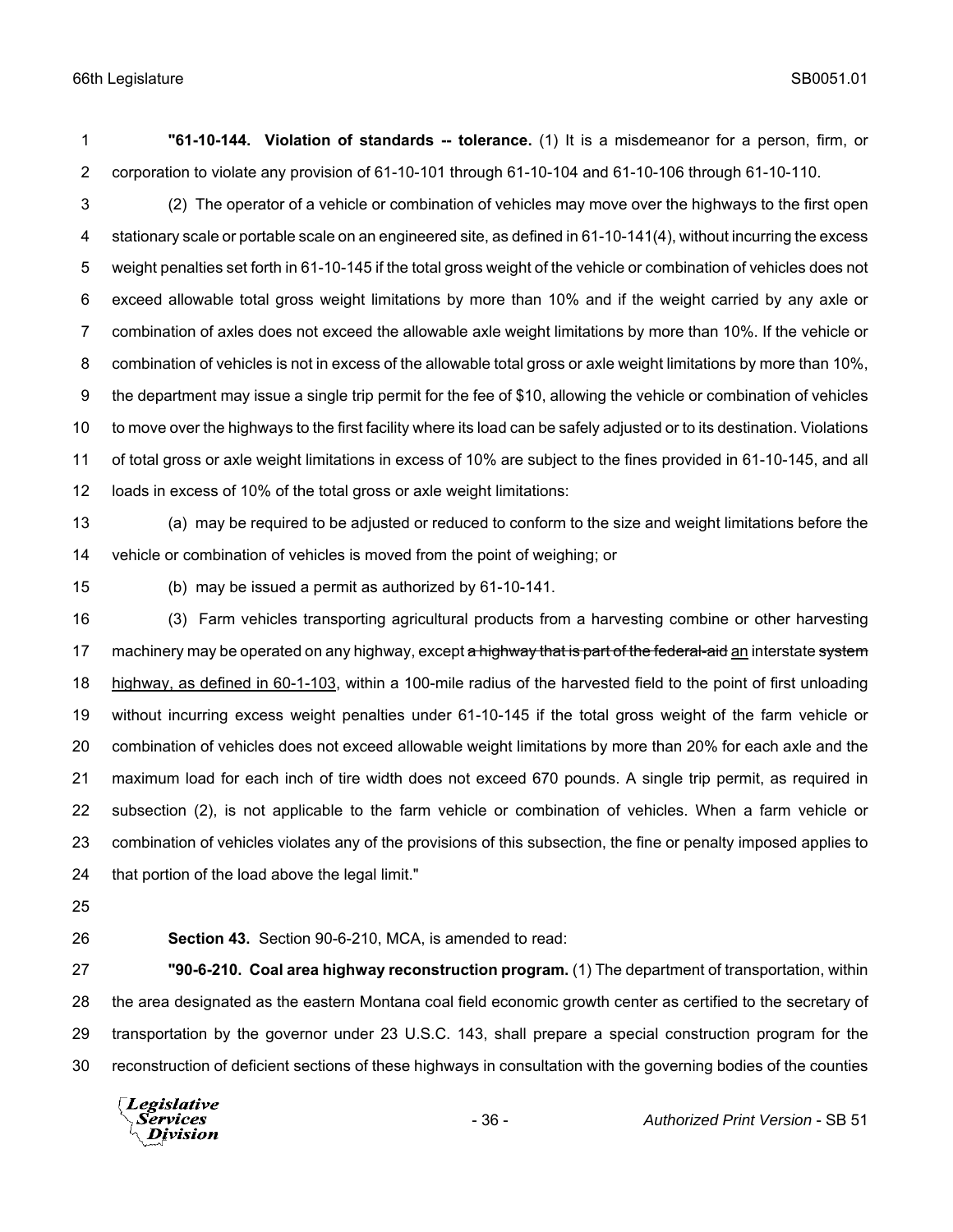**"61-10-144. Violation of standards -- tolerance.** (1) It is a misdemeanor for a person, firm, or corporation to violate any provision of 61-10-101 through 61-10-104 and 61-10-106 through 61-10-110.

(2) The operator of a vehicle or combination of vehicles may move over the highways to the first open stationary scale or portable scale on an engineered site, as defined in 61-10-141(4), without incurring the excess weight penalties set forth in 61-10-145 if the total gross weight of the vehicle or combination of vehicles does not exceed allowable total gross weight limitations by more than 10% and if the weight carried by any axle or combination of axles does not exceed the allowable axle weight limitations by more than 10%. If the vehicle or combination of vehicles is not in excess of the allowable total gross or axle weight limitations by more than 10%, the department may issue a single trip permit for the fee of $10, allowing the vehicle or combination of vehicles to move over the highways to the first facility where its load can be safely adjusted or to its destination. Violations of total gross or axle weight limitations in excess of 10% are subject to the fines provided in 61-10-145, and all loads in excess of 10% of the total gross or axle weight limitations:

(a) may be required to be adjusted or reduced to conform to the size and weight limitations before the vehicle or combination of vehicles is moved from the point of weighing; or

(b) may be issued a permit as authorized by 61-10-141.

(3) Farm vehicles transporting agricultural products from a harvesting combine or other harvesting machinery may be operated on any highway, except ~~a highway that is part of the federal-aid~~ <u>an</u> interstate ~~system~~ <u>highway, as defined in 60-1-103</u>, within a 100-mile radius of the harvested field to the point of first unloading without incurring excess weight penalties under 61-10-145 if the total gross weight of the farm vehicle or combination of vehicles does not exceed allowable weight limitations by more than 20% for each axle and the maximum load for each inch of tire width does not exceed 670 pounds. A single trip permit, as required in subsection (2), is not applicable to the farm vehicle or combination of vehicles. When a farm vehicle or combination of vehicles violates any of the provisions of this subsection, the fine or penalty imposed applies to that portion of the load above the legal limit."

**Section 43.** Section 90-6-210, MCA, is amended to read:

**"90-6-210. Coal area highway reconstruction program.** (1) The department of transportation, within the area designated as the eastern Montana coal field economic growth center as certified to the secretary of transportation by the governor under 23 U.S.C. 143, shall prepare a special construction program for the reconstruction of deficient sections of these highways in consultation with the governing bodies of the counties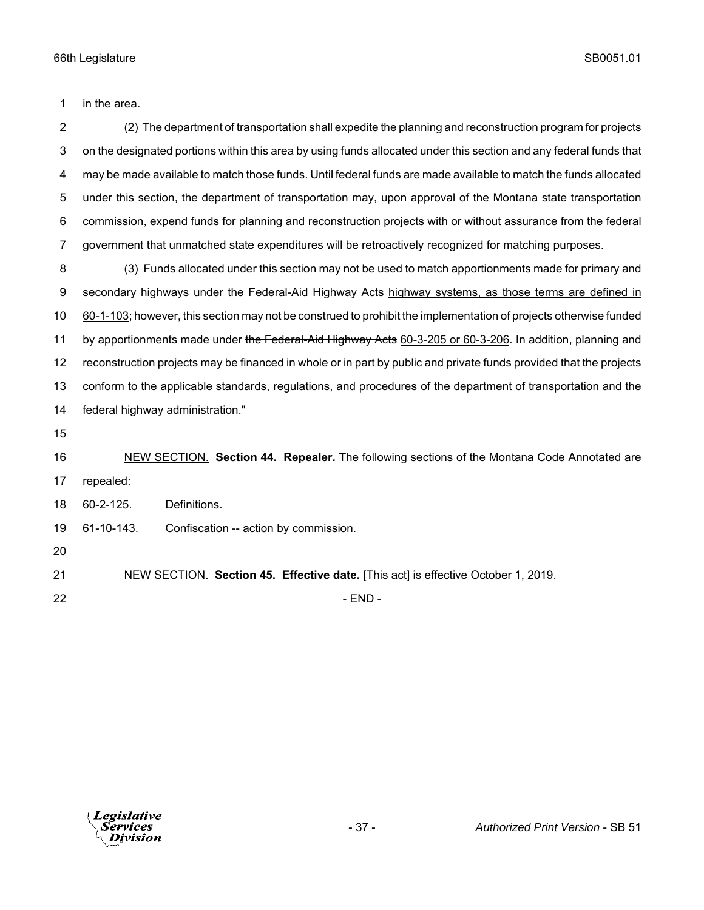in the area.

(2) The department of transportation shall expedite the planning and reconstruction program for projects on the designated portions within this area by using funds allocated under this section and any federal funds that may be made available to match those funds. Until federal funds are made available to match the funds allocated under this section, the department of transportation may, upon approval of the Montana state transportation commission, expend funds for planning and reconstruction projects with or without assurance from the federal government that unmatched state expenditures will be retroactively recognized for matching purposes.

(3) Funds allocated under this section may not be used to match apportionments made for primary and secondary ~~highways under the Federal-Aid Highway Acts~~ highway systems, as those terms are defined in 60-1-103; however, this section may not be construed to prohibit the implementation of projects otherwise funded by apportionments made under ~~the Federal-Aid Highway Acts~~ 60-3-205 or 60-3-206. In addition, planning and reconstruction projects may be financed in whole or in part by public and private funds provided that the projects conform to the applicable standards, regulations, and procedures of the department of transportation and the federal highway administration."

NEW SECTION. **Section 44. Repealer.** The following sections of the Montana Code Annotated are repealed:

60-2-125. Definitions.

61-10-143. Confiscation -- action by commission.

NEW SECTION. **Section 45. Effective date.** [This act] is effective October 1, 2019.

- END -